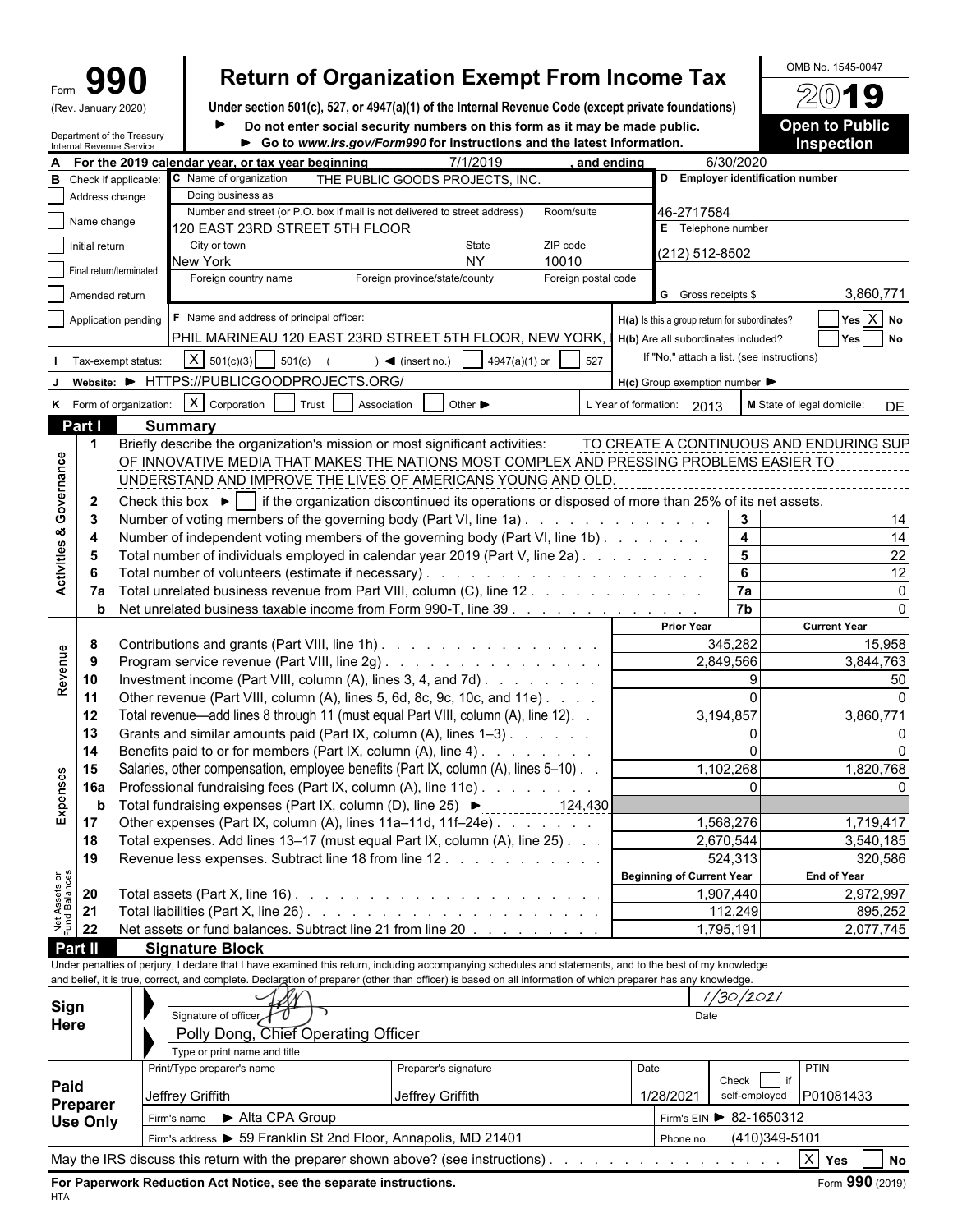Form **990** (Rev. January 2020)

Department of the Treasury Internal Revenue Service

# Return of Organization Exempt From Income Tax

**Under section 501(c), 527, or 4947(a)(1) of the Internal Revenue Code (except private foundations)**

► **Do not enter social security numbers on this form as it may be made public.**

► **Go to *www.irs.gov/Form990* for instructions and the latest information.**

OMB No. 1545-0047

**2019**

**Open to Public Inspection**

**A** For the 2019 calendar year, or tax year beginning 7/1/2019 , and ending 6/30/2020

**B** Check if applicable:
- Address change
- Name change
- Initial return
- Final return/terminated
- Amended return
- Application pending

**C** Name of organization: THE PUBLIC GOODS PROJECTS, INC.

Doing business as

Number and street (or P.O. box if mail is not delivered to street address): 120 EAST 23RD STREET 5TH FLOOR | Room/suite

City or town: New York | State: NY | ZIP code: 10010

Foreign country name | Foreign province/state/county | Foreign postal code

**D** Employer identification number: 46-2717584

**E** Telephone number: (212) 512-8502

**G** Gross receipts $ 3,860,771

**F** Name and address of principal officer: PHIL MARINEAU 120 EAST 23RD STREET 5TH FLOOR, NEW YORK,

**H(a)** Is this a group return for subordinates? Yes [ ] No [X]

**H(b)** Are all subordinates included? Yes [ ] No [ ]

If "No," attach a list. (see instructions)

**I** Tax-exempt status: [X] 501(c)(3) [ ] 501(c) ( ) ◄ (insert no.) [ ] 4947(a)(1) or [ ] 527

**J** Website: ► HTTPS://PUBLICGOODPROJECTS.ORG/

**H(c)** Group exemption number ►

**K** Form of organization: [X] Corporation [ ] Trust [ ] Association [ ] Other ►

**L** Year of formation: 2013

**M** State of legal domicile: DE

## Part I Summary

**Activities & Governance**

1 Briefly describe the organization's mission or most significant activities: TO CREATE A CONTINUOUS AND ENDURING SUP OF INNOVATIVE MEDIA THAT MAKES THE NATIONS MOST COMPLEX AND PRESSING PROBLEMS EASIER TO UNDERSTAND AND IMPROVE THE LIVES OF AMERICANS YOUNG AND OLD.

2 Check this box ► [ ] if the organization discontinued its operations or disposed of more than 25% of its net assets.

| | | | |
|---|---|---|---|
| 3 | Number of voting members of the governing body (Part VI, line 1a) | 3 | 14 |
| 4 | Number of independent voting members of the governing body (Part VI, line 1b) | 4 | 14 |
| 5 | Total number of individuals employed in calendar year 2019 (Part V, line 2a) | 5 | 22 |
| 6 | Total number of volunteers (estimate if necessary) | 6 | 12 |
| 7a | Total unrelated business revenue from Part VIII, column (C), line 12 | 7a | 0 |
| b | Net unrelated business taxable income from Form 990-T, line 39 | 7b | 0 |

| | | Prior Year | Current Year |
|---|---|---|---|
| **Revenue** | | | |
| 8 | Contributions and grants (Part VIII, line 1h) | 345,282 | 15,958 |
| 9 | Program service revenue (Part VIII, line 2g) | 2,849,566 | 3,844,763 |
| 10 | Investment income (Part VIII, column (A), lines 3, 4, and 7d) | 9 | 50 |
| 11 | Other revenue (Part VIII, column (A), lines 5, 6d, 8c, 9c, 10c, and 11e) | 0 | 0 |
| 12 | Total revenue—add lines 8 through 11 (must equal Part VIII, column (A), line 12) | 3,194,857 | 3,860,771 |
| **Expenses** | | | |
| 13 | Grants and similar amounts paid (Part IX, column (A), lines 1–3) | 0 | 0 |
| 14 | Benefits paid to or for members (Part IX, column (A), line 4) | 0 | 0 |
| 15 | Salaries, other compensation, employee benefits (Part IX, column (A), lines 5–10) | 1,102,268 | 1,820,768 |
| 16a | Professional fundraising fees (Part IX, column (A), line 11e) | 0 | 0 |
| b | Total fundraising expenses (Part IX, column (D), line 25) ► 124,430 | | |
| 17 | Other expenses (Part IX, column (A), lines 11a–11d, 11f–24e) | 1,568,276 | 1,719,417 |
| 18 | Total expenses. Add lines 13–17 (must equal Part IX, column (A), line 25) | 2,670,544 | 3,540,185 |
| 19 | Revenue less expenses. Subtract line 18 from line 12 | 524,313 | 320,586 |

| **Net Assets or Fund Balances** | | Beginning of Current Year | End of Year |
|---|---|---|---|
| 20 | Total assets (Part X, line 16) | 1,907,440 | 2,972,997 |
| 21 | Total liabilities (Part X, line 26) | 112,249 | 895,252 |
| 22 | Net assets or fund balances. Subtract line 21 from line 20 | 1,795,191 | 2,077,745 |

## Part II Signature Block

Under penalties of perjury, I declare that I have examined this return, including accompanying schedules and statements, and to the best of my knowledge and belief, it is true, correct, and complete. Declaration of preparer (other than officer) is based on all information of which preparer has any knowledge.

**Sign Here**

Signature of officer | Date: 1/30/2021

Polly Dong, Chief Operating Officer

Type or print name and title

**Paid Preparer Use Only**

| Print/Type preparer's name | Preparer's signature | Date | Check [ ] if self-employed | PTIN |
|---|---|---|---|---|
| Jeffrey Griffith | Jeffrey Griffith | 1/28/2021 | | P01081433 |

Firm's name ► Alta CPA Group | Firm's EIN ► 82-1650312

Firm's address ► 59 Franklin St 2nd Floor, Annapolis, MD 21401 | Phone no. (410)349-5101

May the IRS discuss this return with the preparer shown above? (see instructions) [X] Yes [ ] No

**For Paperwork Reduction Act Notice, see the separate instructions.** Form **990** (2019)

HTA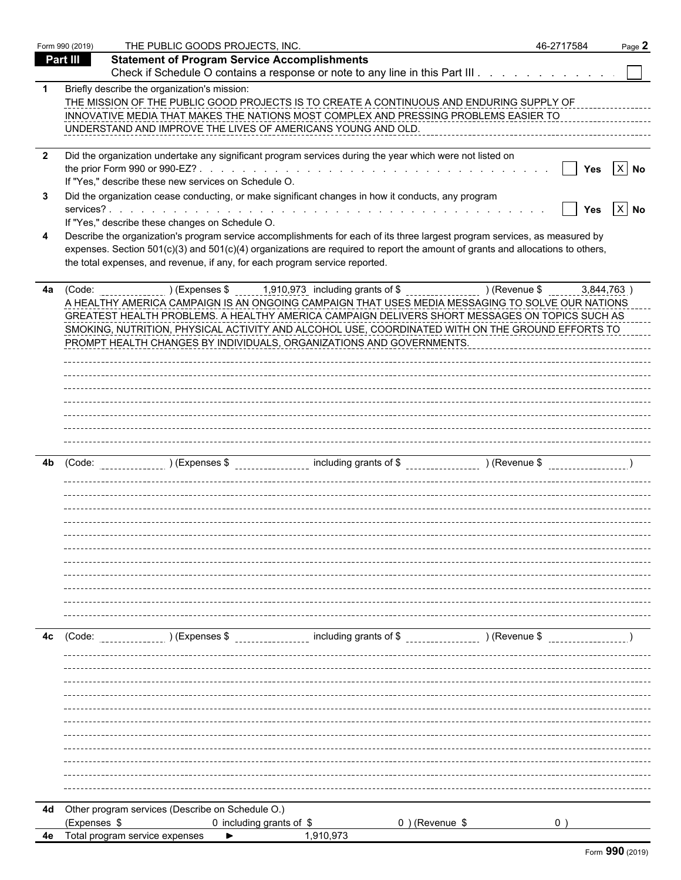Form 990 (2019) THE PUBLIC GOODS PROJECTS, INC. 46-2717584

## Part III Statement of Program Service Accomplishments

Check if Schedule O contains a response or note to any line in this Part III . . . . . . . . . . . . ☐

**1** Briefly describe the organization's mission:

THE MISSION OF THE PUBLIC GOOD PROJECTS IS TO CREATE A CONTINUOUS AND ENDURING SUPPLY OF INNOVATIVE MEDIA THAT MAKES THE NATIONS MOST COMPLEX AND PRESSING PROBLEMS EASIER TO UNDERSTAND AND IMPROVE THE LIVES OF AMERICANS YOUNG AND OLD.

**2** Did the organization undertake any significant program services during the year which were not listed on the prior Form 990 or 990-EZ? . . . . . . . . . . . . . . . . . . . . . . . . . . . . . . ☐ Yes ☒ No

If "Yes," describe these new services on Schedule O.

**3** Did the organization cease conducting, or make significant changes in how it conducts, any program services? . . . . . . . . . . . . . . . . . . . . . . . . . . . . . . . . . . . . . . ☐ Yes ☒ No

If "Yes," describe these changes on Schedule O.

**4** Describe the organization's program service accomplishments for each of its three largest program services, as measured by expenses. Section 501(c)(3) and 501(c)(4) organizations are required to report the amount of grants and allocations to others, the total expenses, and revenue, if any, for each program service reported.

**4a** (Code: ) (Expenses $ 1,910,973 including grants of $ ) (Revenue $ 3,844,763 )

A HEALTHY AMERICA CAMPAIGN IS AN ONGOING CAMPAIGN THAT USES MEDIA MESSAGING TO SOLVE OUR NATIONS GREATEST HEALTH PROBLEMS. A HEALTHY AMERICA CAMPAIGN DELIVERS SHORT MESSAGES ON TOPICS SUCH AS SMOKING, NUTRITION, PHYSICAL ACTIVITY AND ALCOHOL USE, COORDINATED WITH ON THE GROUND EFFORTS TO PROMPT HEALTH CHANGES BY INDIVIDUALS, ORGANIZATIONS AND GOVERNMENTS.

**4b** (Code: ) (Expenses $ including grants of $ ) (Revenue $ )

**4c** (Code: ) (Expenses $ including grants of $ ) (Revenue $ )

**4d** Other program services (Describe on Schedule O.)
(Expenses $ 0 including grants of $ 0 ) (Revenue $ 0 )

**4e** Total program service expenses ► 1,910,973

Form **990** (2019)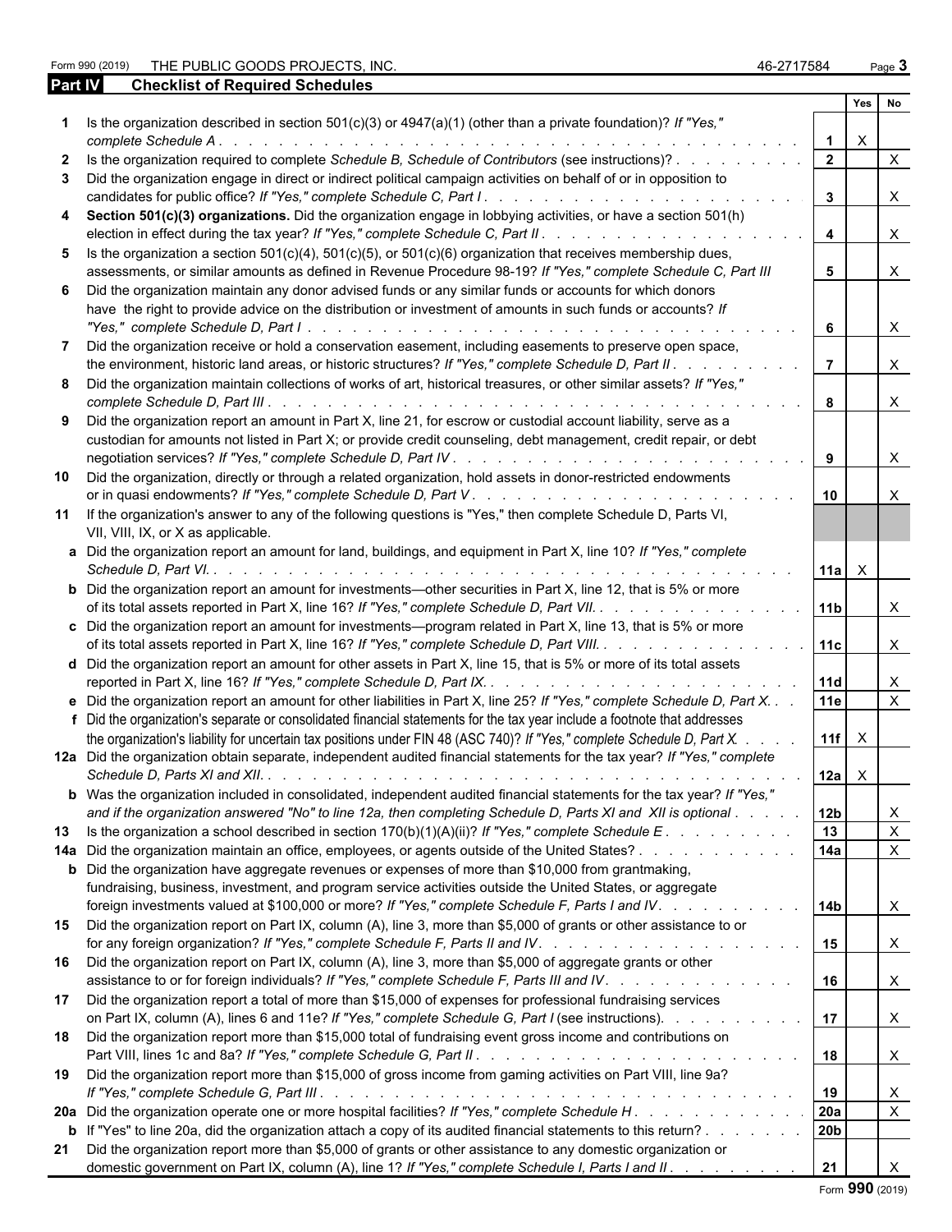Form 990 (2019) THE PUBLIC GOODS PROJECTS, INC. 46-2717584

## Part IV Checklist of Required Schedules

| | | | Yes | No |
|---|---|---|---|---|
| **1** | Is the organization described in section 501(c)(3) or 4947(a)(1) (other than a private foundation)? *If "Yes," complete Schedule A* | 1 | X | |
| **2** | Is the organization required to complete *Schedule B, Schedule of Contributors* (see instructions)? | 2 | | X |
| **3** | Did the organization engage in direct or indirect political campaign activities on behalf of or in opposition to candidates for public office? *If "Yes," complete Schedule C, Part I* | 3 | | X |
| **4** | **Section 501(c)(3) organizations.** Did the organization engage in lobbying activities, or have a section 501(h) election in effect during the tax year? *If "Yes," complete Schedule C, Part II* | 4 | | X |
| **5** | Is the organization a section 501(c)(4), 501(c)(5), or 501(c)(6) organization that receives membership dues, assessments, or similar amounts as defined in Revenue Procedure 98-19? *If "Yes," complete Schedule C, Part III* | 5 | | X |
| **6** | Did the organization maintain any donor advised funds or any similar funds or accounts for which donors have the right to provide advice on the distribution or investment of amounts in such funds or accounts? *If "Yes," complete Schedule D, Part I* | 6 | | X |
| **7** | Did the organization receive or hold a conservation easement, including easements to preserve open space, the environment, historic land areas, or historic structures? *If "Yes," complete Schedule D, Part II* | 7 | | X |
| **8** | Did the organization maintain collections of works of art, historical treasures, or other similar assets? *If "Yes," complete Schedule D, Part III* | 8 | | X |
| **9** | Did the organization report an amount in Part X, line 21, for escrow or custodial account liability, serve as a custodian for amounts not listed in Part X; or provide credit counseling, debt management, credit repair, or debt negotiation services? *If "Yes," complete Schedule D, Part IV* | 9 | | X |
| **10** | Did the organization, directly or through a related organization, hold assets in donor-restricted endowments or in quasi endowments? *If "Yes," complete Schedule D, Part V* | 10 | | X |
| **11** | If the organization's answer to any of the following questions is "Yes," then complete Schedule D, Parts VI, VII, VIII, IX, or X as applicable. | | | |
| **a** | Did the organization report an amount for land, buildings, and equipment in Part X, line 10? *If "Yes," complete Schedule D, Part VI.* | 11a | X | |
| **b** | Did the organization report an amount for investments—other securities in Part X, line 12, that is 5% or more of its total assets reported in Part X, line 16? *If "Yes," complete Schedule D, Part VII.* | 11b | | X |
| **c** | Did the organization report an amount for investments—program related in Part X, line 13, that is 5% or more of its total assets reported in Part X, line 16? *If "Yes," complete Schedule D, Part VIII.* | 11c | | X |
| **d** | Did the organization report an amount for other assets in Part X, line 15, that is 5% or more of its total assets reported in Part X, line 16? *If "Yes," complete Schedule D, Part IX.* | 11d | | X |
| **e** | Did the organization report an amount for other liabilities in Part X, line 25? *If "Yes," complete Schedule D, Part X.* | 11e | | X |
| **f** | Did the organization's separate or consolidated financial statements for the tax year include a footnote that addresses the organization's liability for uncertain tax positions under FIN 48 (ASC 740)? *If "Yes," complete Schedule D, Part X.* | 11f | X | |
| **12a** | Did the organization obtain separate, independent audited financial statements for the tax year? *If "Yes," complete Schedule D, Parts XI and XII.* | 12a | X | |
| **b** | Was the organization included in consolidated, independent audited financial statements for the tax year? *If "Yes," and if the organization answered "No" to line 12a, then completing Schedule D, Parts XI and XII is optional* | 12b | | X |
| **13** | Is the organization a school described in section 170(b)(1)(A)(ii)? *If "Yes," complete Schedule E* | 13 | | X |
| **14a** | Did the organization maintain an office, employees, or agents outside of the United States? | 14a | | X |
| **b** | Did the organization have aggregate revenues or expenses of more than $10,000 from grantmaking, fundraising, business, investment, and program service activities outside the United States, or aggregate foreign investments valued at $100,000 or more? *If "Yes," complete Schedule F, Parts I and IV.* | 14b | | X |
| **15** | Did the organization report on Part IX, column (A), line 3, more than $5,000 of grants or other assistance to or for any foreign organization? *If "Yes," complete Schedule F, Parts II and IV.* | 15 | | X |
| **16** | Did the organization report on Part IX, column (A), line 3, more than $5,000 of aggregate grants or other assistance to or for foreign individuals? *If "Yes," complete Schedule F, Parts III and IV.* | 16 | | X |
| **17** | Did the organization report a total of more than $15,000 of expenses for professional fundraising services on Part IX, column (A), lines 6 and 11e? *If "Yes," complete Schedule G, Part I* (see instructions). | 17 | | X |
| **18** | Did the organization report more than $15,000 total of fundraising event gross income and contributions on Part VIII, lines 1c and 8a? *If "Yes," complete Schedule G, Part II* | 18 | | X |
| **19** | Did the organization report more than $15,000 of gross income from gaming activities on Part VIII, line 9a? *If "Yes," complete Schedule G, Part III* | 19 | | X |
| **20a** | Did the organization operate one or more hospital facilities? *If "Yes," complete Schedule H* | 20a | | X |
| **b** | If "Yes" to line 20a, did the organization attach a copy of its audited financial statements to this return? | 20b | | |
| **21** | Did the organization report more than $5,000 of grants or other assistance to any domestic organization or domestic government on Part IX, column (A), line 1? *If "Yes," complete Schedule I, Parts I and II* | 21 | | X |

Form **990** (2019)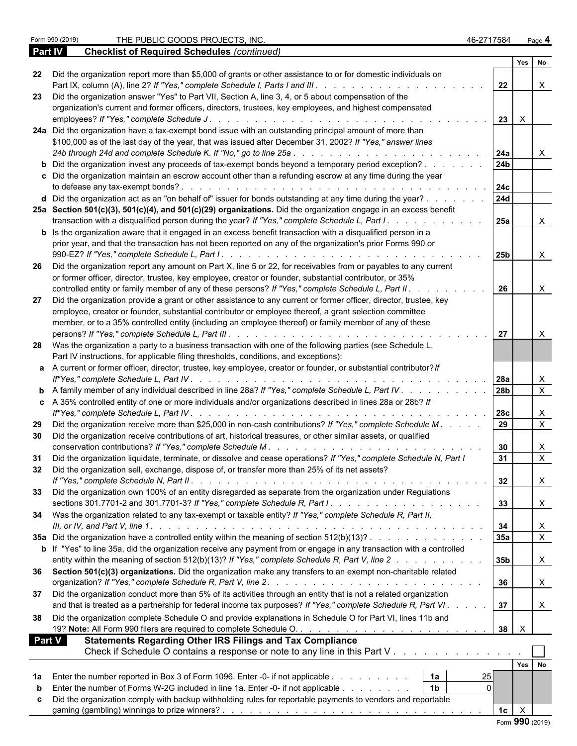Form 990 (2019) THE PUBLIC GOODS PROJECTS, INC. 46-2717584

## Part IV Checklist of Required Schedules *(continued)*

| | | | Yes | No |
|---|---|---|---|---|
| 22 | Did the organization report more than $5,000 of grants or other assistance to or for domestic individuals on Part IX, column (A), line 2? *If "Yes," complete Schedule I, Parts I and III* | 22 | | X |
| 23 | Did the organization answer "Yes" to Part VII, Section A, line 3, 4, or 5 about compensation of the organization's current and former officers, directors, trustees, key employees, and highest compensated employees? *If "Yes," complete Schedule J* | 23 | X | |
| 24a | Did the organization have a tax-exempt bond issue with an outstanding principal amount of more than $100,000 as of the last day of the year, that was issued after December 31, 2002? *If "Yes," answer lines 24b through 24d and complete Schedule K. If "No," go to line 25a* | 24a | | X |
| b | Did the organization invest any proceeds of tax-exempt bonds beyond a temporary period exception? | 24b | | |
| c | Did the organization maintain an escrow account other than a refunding escrow at any time during the year to defease any tax-exempt bonds? | 24c | | |
| d | Did the organization act as an "on behalf of" issuer for bonds outstanding at any time during the year? | 24d | | |
| 25a | **Section 501(c)(3), 501(c)(4), and 501(c)(29) organizations.** Did the organization engage in an excess benefit transaction with a disqualified person during the year? *If "Yes," complete Schedule L, Part I* | 25a | | X |
| b | Is the organization aware that it engaged in an excess benefit transaction with a disqualified person in a prior year, and that the transaction has not been reported on any of the organization's prior Forms 990 or 990-EZ? *If "Yes," complete Schedule L, Part I* | 25b | | X |
| 26 | Did the organization report any amount on Part X, line 5 or 22, for receivables from or payables to any current or former officer, director, trustee, key employee, creator or founder, substantial contributor, or 35% controlled entity or family member of any of these persons? *If "Yes," complete Schedule L, Part II* | 26 | | X |
| 27 | Did the organization provide a grant or other assistance to any current or former officer, director, trustee, key employee, creator or founder, substantial contributor or employee thereof, a grant selection committee member, or to a 35% controlled entity (including an employee thereof) or family member of any of these persons? *If "Yes," complete Schedule L, Part III* | 27 | | X |
| 28 | Was the organization a party to a business transaction with one of the following parties (see Schedule L, Part IV instructions, for applicable filing thresholds, conditions, and exceptions): | | | |
| a | A current or former officer, director, trustee, key employee, creator or founder, or substantial contributor? *If "Yes," complete Schedule L, Part IV* | 28a | | X |
| b | A family member of any individual described in line 28a? *If "Yes," complete Schedule L, Part IV* | 28b | | X |
| c | A 35% controlled entity of one or more individuals and/or organizations described in lines 28a or 28b? *If "Yes," complete Schedule L, Part IV* | 28c | | X |
| 29 | Did the organization receive more than $25,000 in non-cash contributions? *If "Yes," complete Schedule M* | 29 | | X |
| 30 | Did the organization receive contributions of art, historical treasures, or other similar assets, or qualified conservation contributions? *If "Yes," complete Schedule M* | 30 | | X |
| 31 | Did the organization liquidate, terminate, or dissolve and cease operations? *If "Yes," complete Schedule N, Part I* | 31 | | X |
| 32 | Did the organization sell, exchange, dispose of, or transfer more than 25% of its net assets? *If "Yes," complete Schedule N, Part II* | 32 | | X |
| 33 | Did the organization own 100% of an entity disregarded as separate from the organization under Regulations sections 301.7701-2 and 301.7701-3? *If "Yes," complete Schedule R, Part I* | 33 | | X |
| 34 | Was the organization related to any tax-exempt or taxable entity? *If "Yes," complete Schedule R, Part II, III, or IV, and Part V, line 1* | 34 | | X |
| 35a | Did the organization have a controlled entity within the meaning of section 512(b)(13)? | 35a | | X |
| b | If "Yes" to line 35a, did the organization receive any payment from or engage in any transaction with a controlled entity within the meaning of section 512(b)(13)? *If "Yes," complete Schedule R, Part V, line 2* | 35b | | X |
| 36 | **Section 501(c)(3) organizations.** Did the organization make any transfers to an exempt non-charitable related organization? *If "Yes," complete Schedule R, Part V, line 2* | 36 | | X |
| 37 | Did the organization conduct more than 5% of its activities through an entity that is not a related organization and that is treated as a partnership for federal income tax purposes? *If "Yes," complete Schedule R, Part VI* | 37 | | X |
| 38 | Did the organization complete Schedule O and provide explanations in Schedule O for Part VI, lines 11b and 19? **Note:** All Form 990 filers are required to complete Schedule O. | 38 | X | |

## Part V Statements Regarding Other IRS Filings and Tax Compliance

Check if Schedule O contains a response or note to any line in this Part V ☐

| | | | | | Yes | No |
|---|---|---|---|---|---|---|
| 1a | Enter the number reported in Box 3 of Form 1096. Enter -0- if not applicable | 1a | 25 | | | |
| b | Enter the number of Forms W-2G included in line 1a. Enter -0- if not applicable | 1b | 0 | | | |
| c | Did the organization comply with backup withholding rules for reportable payments to vendors and reportable gaming (gambling) winnings to prize winners? | | | 1c | X | |

Form **990** (2019)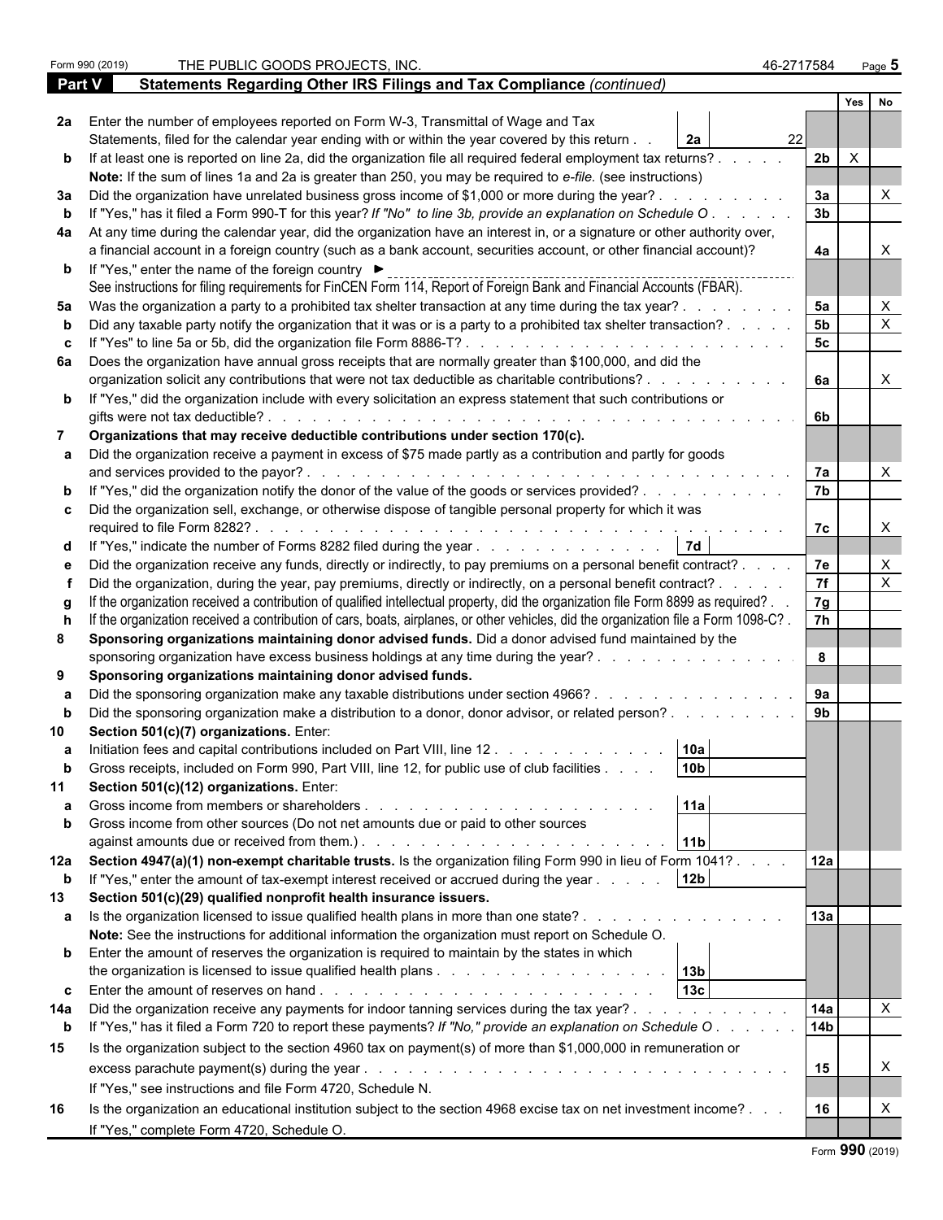Form 990 (2019) THE PUBLIC GOODS PROJECTS, INC. 46-2717584

## Part V Statements Regarding Other IRS Filings and Tax Compliance *(continued)*

| | | | | Line | Yes | No |
|---|---|---|---|---|---|---|
| **2a** | Enter the number of employees reported on Form W-3, Transmittal of Wage and Tax Statements, filed for the calendar year ending with or within the year covered by this return | 2a | 22 | | | |
| **b** | If at least one is reported on line 2a, did the organization file all required federal employment tax returns? | | | 2b | X | |
| | **Note:** If the sum of lines 1a and 2a is greater than 250, you may be required to *e-file.* (see instructions) | | | | | |
| **3a** | Did the organization have unrelated business gross income of $1,000 or more during the year? | | | 3a | | X |
| **b** | If "Yes," has it filed a Form 990-T for this year? *If "No" to line 3b, provide an explanation on Schedule O* | | | 3b | | |
| **4a** | At any time during the calendar year, did the organization have an interest in, or a signature or other authority over, a financial account in a foreign country (such as a bank account, securities account, or other financial account)? | | | 4a | | X |
| **b** | If "Yes," enter the name of the foreign country ► | | | | | |
| | See instructions for filing requirements for FinCEN Form 114, Report of Foreign Bank and Financial Accounts (FBAR). | | | | | |
| **5a** | Was the organization a party to a prohibited tax shelter transaction at any time during the tax year? | | | 5a | | X |
| **b** | Did any taxable party notify the organization that it was or is a party to a prohibited tax shelter transaction? | | | 5b | | X |
| **c** | If "Yes" to line 5a or 5b, did the organization file Form 8886-T? | | | 5c | | |
| **6a** | Does the organization have annual gross receipts that are normally greater than $100,000, and did the organization solicit any contributions that were not tax deductible as charitable contributions? | | | 6a | | X |
| **b** | If "Yes," did the organization include with every solicitation an express statement that such contributions or gifts were not tax deductible? | | | 6b | | |
| **7** | **Organizations that may receive deductible contributions under section 170(c).** | | | | | |
| **a** | Did the organization receive a payment in excess of $75 made partly as a contribution and partly for goods and services provided to the payor? | | | 7a | | X |
| **b** | If "Yes," did the organization notify the donor of the value of the goods or services provided? | | | 7b | | |
| **c** | Did the organization sell, exchange, or otherwise dispose of tangible personal property for which it was required to file Form 8282? | | | 7c | | X |
| **d** | If "Yes," indicate the number of Forms 8282 filed during the year | 7d | | | | |
| **e** | Did the organization receive any funds, directly or indirectly, to pay premiums on a personal benefit contract? | | | 7e | | X |
| **f** | Did the organization, during the year, pay premiums, directly or indirectly, on a personal benefit contract? | | | 7f | | X |
| **g** | If the organization received a contribution of qualified intellectual property, did the organization file Form 8899 as required? | | | 7g | | |
| **h** | If the organization received a contribution of cars, boats, airplanes, or other vehicles, did the organization file a Form 1098-C? | | | 7h | | |
| **8** | **Sponsoring organizations maintaining donor advised funds.** Did a donor advised fund maintained by the sponsoring organization have excess business holdings at any time during the year? | | | 8 | | |
| **9** | **Sponsoring organizations maintaining donor advised funds.** | | | | | |
| **a** | Did the sponsoring organization make any taxable distributions under section 4966? | | | 9a | | |
| **b** | Did the sponsoring organization make a distribution to a donor, donor advisor, or related person? | | | 9b | | |
| **10** | **Section 501(c)(7) organizations.** Enter: | | | | | |
| **a** | Initiation fees and capital contributions included on Part VIII, line 12 | 10a | | | | |
| **b** | Gross receipts, included on Form 990, Part VIII, line 12, for public use of club facilities | 10b | | | | |
| **11** | **Section 501(c)(12) organizations.** Enter: | | | | | |
| **a** | Gross income from members or shareholders | 11a | | | | |
| **b** | Gross income from other sources (Do not net amounts due or paid to other sources against amounts due or received from them.) | 11b | | | | |
| **12a** | **Section 4947(a)(1) non-exempt charitable trusts.** Is the organization filing Form 990 in lieu of Form 1041? | | | 12a | | |
| **b** | If "Yes," enter the amount of tax-exempt interest received or accrued during the year | 12b | | | | |
| **13** | **Section 501(c)(29) qualified nonprofit health insurance issuers.** | | | | | |
| **a** | Is the organization licensed to issue qualified health plans in more than one state? | | | 13a | | |
| | **Note:** See the instructions for additional information the organization must report on Schedule O. | | | | | |
| **b** | Enter the amount of reserves the organization is required to maintain by the states in which the organization is licensed to issue qualified health plans | 13b | | | | |
| **c** | Enter the amount of reserves on hand | 13c | | | | |
| **14a** | Did the organization receive any payments for indoor tanning services during the tax year? | | | 14a | | X |
| **b** | If "Yes," has it filed a Form 720 to report these payments? *If "No," provide an explanation on Schedule O* | | | 14b | | |
| **15** | Is the organization subject to the section 4960 tax on payment(s) of more than $1,000,000 in remuneration or excess parachute payment(s) during the year? | | | 15 | | X |
| | If "Yes," see instructions and file Form 4720, Schedule N. | | | | | |
| **16** | Is the organization an educational institution subject to the section 4968 excise tax on net investment income? | | | 16 | | X |
| | If "Yes," complete Form 4720, Schedule O. | | | | | |

Form **990** (2019)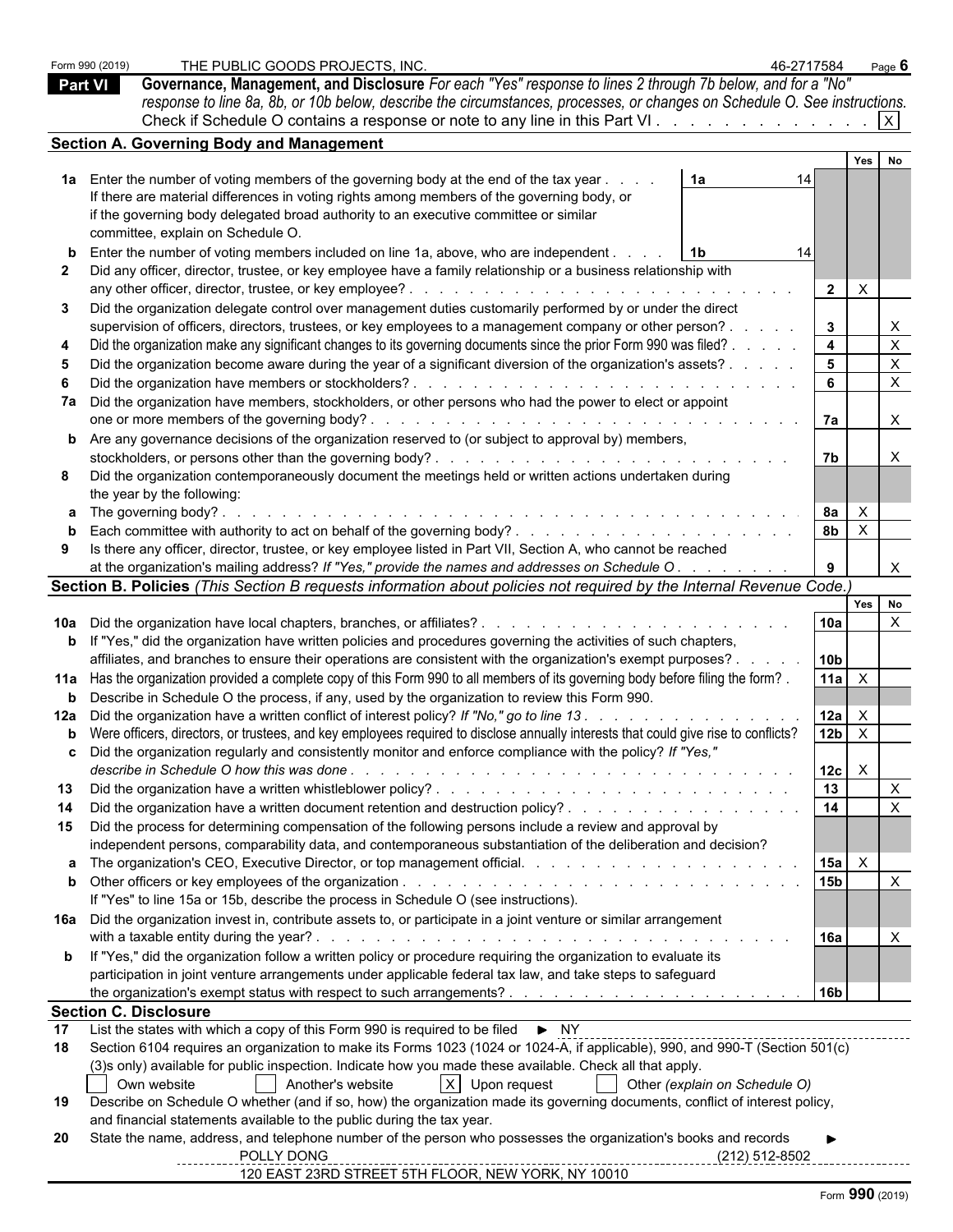Form 990 (2019) THE PUBLIC GOODS PROJECTS, INC. 46-2717584

**Part VI** **Governance, Management, and Disclosure** *For each "Yes" response to lines 2 through 7b below, and for a "No" response to line 8a, 8b, or 10b below, describe the circumstances, processes, or changes on Schedule O. See instructions.*

Check if Schedule O contains a response or note to any line in this Part VI . . . . . . . . . . . . . [X]

## Section A. Governing Body and Management

| | | | | Yes | No |
|---|---|---|---|---|---|
| **1a** | Enter the number of voting members of the governing body at the end of the tax year . . . . **1a** 14<br>If there are material differences in voting rights among members of the governing body, or if the governing body delegated broad authority to an executive committee or similar committee, explain on Schedule O. | | | | |
| **b** | Enter the number of voting members included on line 1a, above, who are independent . . . . **1b** 14 | | | | |
| **2** | Did any officer, director, trustee, or key employee have a family relationship or a business relationship with any other officer, director, trustee, or key employee? | | **2** | X | |
| **3** | Did the organization delegate control over management duties customarily performed by or under the direct supervision of officers, directors, trustees, or key employees to a management company or other person? | | **3** | | X |
| **4** | Did the organization make any significant changes to its governing documents since the prior Form 990 was filed? | | **4** | | X |
| **5** | Did the organization become aware during the year of a significant diversion of the organization's assets? | | **5** | | X |
| **6** | Did the organization have members or stockholders? | | **6** | | X |
| **7a** | Did the organization have members, stockholders, or other persons who had the power to elect or appoint one or more members of the governing body? | | **7a** | | X |
| **b** | Are any governance decisions of the organization reserved to (or subject to approval by) members, stockholders, or persons other than the governing body? | | **7b** | | X |
| **8** | Did the organization contemporaneously document the meetings held or written actions undertaken during the year by the following: | | | | |
| **a** | The governing body? | | **8a** | X | |
| **b** | Each committee with authority to act on behalf of the governing body? | | **8b** | X | |
| **9** | Is there any officer, director, trustee, or key employee listed in Part VII, Section A, who cannot be reached at the organization's mailing address? *If "Yes," provide the names and addresses on Schedule O* | | **9** | | X |

## Section B. Policies *(This Section B requests information about policies not required by the Internal Revenue Code.)*

| | | | Yes | No |
|---|---|---|---|---|
| **10a** | Did the organization have local chapters, branches, or affiliates? | **10a** | | X |
| **b** | If "Yes," did the organization have written policies and procedures governing the activities of such chapters, affiliates, and branches to ensure their operations are consistent with the organization's exempt purposes? | **10b** | | |
| **11a** | Has the organization provided a complete copy of this Form 990 to all members of its governing body before filing the form? | **11a** | X | |
| **b** | Describe in Schedule O the process, if any, used by the organization to review this Form 990. | | | |
| **12a** | Did the organization have a written conflict of interest policy? *If "No," go to line 13* | **12a** | X | |
| **b** | Were officers, directors, or trustees, and key employees required to disclose annually interests that could give rise to conflicts? | **12b** | X | |
| **c** | Did the organization regularly and consistently monitor and enforce compliance with the policy? *If "Yes," describe in Schedule O how this was done* | **12c** | X | |
| **13** | Did the organization have a written whistleblower policy? | **13** | | X |
| **14** | Did the organization have a written document retention and destruction policy? | **14** | | X |
| **15** | Did the process for determining compensation of the following persons include a review and approval by independent persons, comparability data, and contemporaneous substantiation of the deliberation and decision? | | | |
| **a** | The organization's CEO, Executive Director, or top management official. | **15a** | X | |
| **b** | Other officers or key employees of the organization<br>If "Yes" to line 15a or 15b, describe the process in Schedule O (see instructions). | **15b** | | X |
| **16a** | Did the organization invest in, contribute assets to, or participate in a joint venture or similar arrangement with a taxable entity during the year? | **16a** | | X |
| **b** | If "Yes," did the organization follow a written policy or procedure requiring the organization to evaluate its participation in joint venture arrangements under applicable federal tax law, and take steps to safeguard the organization's exempt status with respect to such arrangements? | **16b** | | |

## Section C. Disclosure

**17** List the states with which a copy of this Form 990 is required to be filed ► NY

**18** Section 6104 requires an organization to make its Forms 1023 (1024 or 1024-A, if applicable), 990, and 990-T (Section 501(c)(3)s only) available for public inspection. Indicate how you made these available. Check all that apply.

[ ] Own website [ ] Another's website [X] Upon request [ ] Other *(explain on Schedule O)*

**19** Describe on Schedule O whether (and if so, how) the organization made its governing documents, conflict of interest policy, and financial statements available to the public during the tax year.

**20** State the name, address, and telephone number of the person who possesses the organization's books and records ►

POLLY DONG (212) 512-8502
120 EAST 23RD STREET 5TH FLOOR, NEW YORK, NY 10010

Form **990** (2019)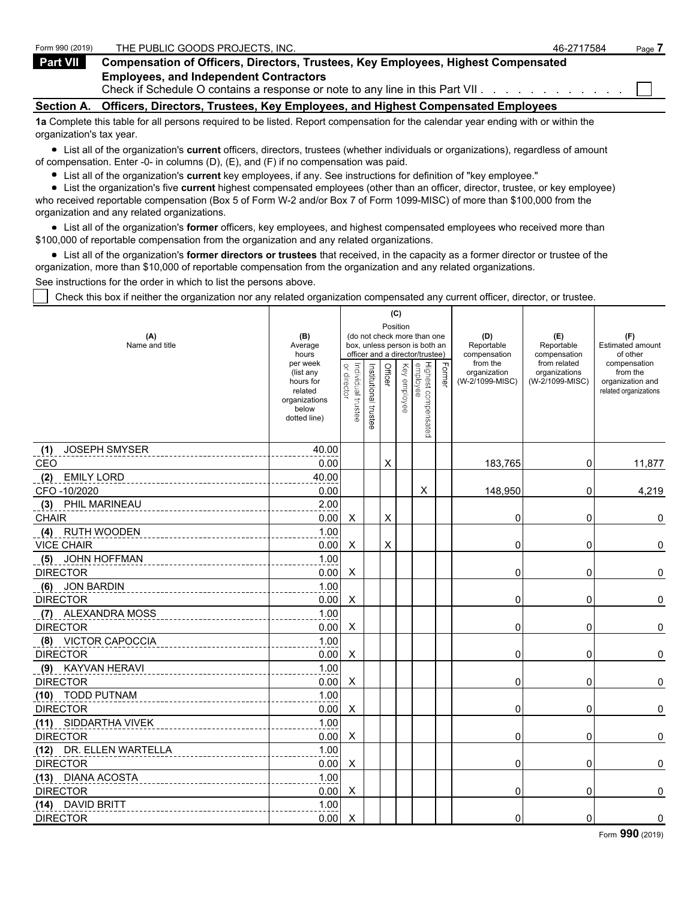Form 990 (2019) THE PUBLIC GOODS PROJECTS, INC. 46-2717584

**Part VII Compensation of Officers, Directors, Trustees, Key Employees, Highest Compensated Employees, and Independent Contractors**

Check if Schedule O contains a response or note to any line in this Part VII . . . . . . . . . . . . ☐

**Section A. Officers, Directors, Trustees, Key Employees, and Highest Compensated Employees**

**1a** Complete this table for all persons required to be listed. Report compensation for the calendar year ending with or within the organization's tax year.

- List all of the organization's **current** officers, directors, trustees (whether individuals or organizations), regardless of amount of compensation. Enter -0- in columns (D), (E), and (F) if no compensation was paid.
- List all of the organization's **current** key employees, if any. See instructions for definition of "key employee."
- List the organization's five **current** highest compensated employees (other than an officer, director, trustee, or key employee) who received reportable compensation (Box 5 of Form W-2 and/or Box 7 of Form 1099-MISC) of more than $100,000 from the organization and any related organizations.
- List all of the organization's **former** officers, key employees, and highest compensated employees who received more than $100,000 of reportable compensation from the organization and any related organizations.
- List all of the organization's **former directors or trustees** that received, in the capacity as a former director or trustee of the organization, more than $10,000 of reportable compensation from the organization and any related organizations.

See instructions for the order in which to list the persons above.

☐ Check this box if neither the organization nor any related organization compensated any current officer, director, or trustee.

| (A) Name and title | (B) Average hours per week (list any hours for related organizations below dotted line) | (C) Position: Individual trustee or director | Institutional trustee | Officer | Key employee | Highest compensated employee | Former | (D) Reportable compensation from the organization (W-2/1099-MISC) | (E) Reportable compensation from related organizations (W-2/1099-MISC) | (F) Estimated amount of other compensation from the organization and related organizations |
|---|---|---|---|---|---|---|---|---|---|---|
| (1) JOSEPH SMYSER<br>CEO | 40.00<br>0.00 | | | X | | | | 183,765 | 0 | 11,877 |
| (2) EMILY LORD<br>CFO -10/2020 | 40.00<br>0.00 | | | | | X | | 148,950 | 0 | 4,219 |
| (3) PHIL MARINEAU<br>CHAIR | 2.00<br>0.00 | X | | X | | | | 0 | 0 | 0 |
| (4) RUTH WOODEN<br>VICE CHAIR | 1.00<br>0.00 | X | | X | | | | 0 | 0 | 0 |
| (5) JOHN HOFFMAN<br>DIRECTOR | 1.00<br>0.00 | X | | | | | | 0 | 0 | 0 |
| (6) JON BARDIN<br>DIRECTOR | 1.00<br>0.00 | X | | | | | | 0 | 0 | 0 |
| (7) ALEXANDRA MOSS<br>DIRECTOR | 1.00<br>0.00 | X | | | | | | 0 | 0 | 0 |
| (8) VICTOR CAPOCCIA<br>DIRECTOR | 1.00<br>0.00 | X | | | | | | 0 | 0 | 0 |
| (9) KAYVAN HERAVI<br>DIRECTOR | 1.00<br>0.00 | X | | | | | | 0 | 0 | 0 |
| (10) TODD PUTNAM<br>DIRECTOR | 1.00<br>0.00 | X | | | | | | 0 | 0 | 0 |
| (11) SIDDARTHA VIVEK<br>DIRECTOR | 1.00<br>0.00 | X | | | | | | 0 | 0 | 0 |
| (12) DR. ELLEN WARTELLA<br>DIRECTOR | 1.00<br>0.00 | X | | | | | | 0 | 0 | 0 |
| (13) DIANA ACOSTA<br>DIRECTOR | 1.00<br>0.00 | X | | | | | | 0 | 0 | 0 |
| (14) DAVID BRITT<br>DIRECTOR | 1.00<br>0.00 | X | | | | | | 0 | 0 | 0 |

Form **990** (2019)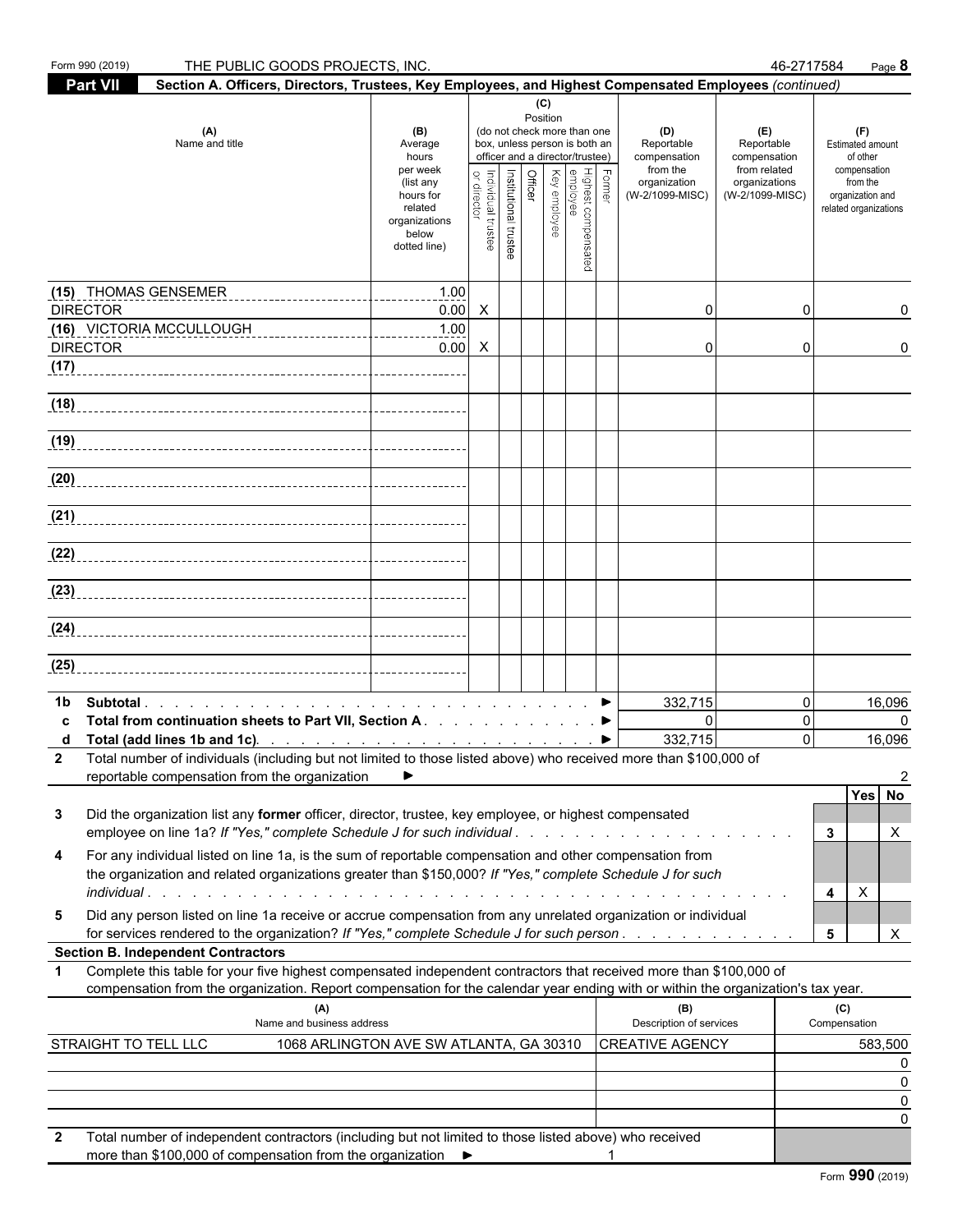Form 990 (2019) THE PUBLIC GOODS PROJECTS, INC. 46-2717584 Page **8**

**Part VII** **Section A. Officers, Directors, Trustees, Key Employees, and Highest Compensated Employees** *(continued)*

| (A) Name and title | (B) Average hours per week (list any hours for related organizations below dotted line) | (C) Position: Individual trustee or director | Institutional trustee | Officer | Key employee | Highest compensated employee | Former | (D) Reportable compensation from the organization (W-2/1099-MISC) | (E) Reportable compensation from related organizations (W-2/1099-MISC) | (F) Estimated amount of other compensation from the organization and related organizations |
|---|---|---|---|---|---|---|---|---|---|---|
| (15) THOMAS GENSEMER<br>DIRECTOR | 1.00<br>0.00 | X | | | | | | 0 | 0 | 0 |
| (16) VICTORIA MCCULLOUGH<br>DIRECTOR | 1.00<br>0.00 | X | | | | | | 0 | 0 | 0 |
| (17) | | | | | | | | | | |
| (18) | | | | | | | | | | |
| (19) | | | | | | | | | | |
| (20) | | | | | | | | | | |
| (21) | | | | | | | | | | |
| (22) | | | | | | | | | | |
| (23) | | | | | | | | | | |
| (24) | | | | | | | | | | |
| (25) | | | | | | | | | | |

| | | (D) | (E) | (F) |
|---|---|---|---|---|
| 1b | **Subtotal** | 332,715 | 0 | 16,096 |
| c | **Total from continuation sheets to Part VII, Section A** | 0 | 0 | 0 |
| d | **Total (add lines 1b and 1c)** | 332,715 | 0 | 16,096 |

**2** Total number of individuals (including but not limited to those listed above) who received more than $100,000 of reportable compensation from the organization ► 2

| | | | Yes | No |
|---|---|---|---|---|
| **3** | Did the organization list any **former** officer, director, trustee, key employee, or highest compensated employee on line 1a? *If "Yes," complete Schedule J for such individual* | 3 | | X |
| **4** | For any individual listed on line 1a, is the sum of reportable compensation and other compensation from the organization and related organizations greater than $150,000? *If "Yes," complete Schedule J for such individual* | 4 | X | |
| **5** | Did any person listed on line 1a receive or accrue compensation from any unrelated organization or individual for services rendered to the organization? *If "Yes," complete Schedule J for such person* | 5 | | X |

**Section B. Independent Contractors**

**1** Complete this table for your five highest compensated independent contractors that received more than $100,000 of compensation from the organization. Report compensation for the calendar year ending with or within the organization's tax year.

| (A) Name and business address | | (B) Description of services | (C) Compensation |
|---|---|---|---|
| STRAIGHT TO TELL LLC | 1068 ARLINGTON AVE SW ATLANTA, GA 30310 | CREATIVE AGENCY | 583,500 |
| | | | 0 |
| | | | 0 |
| | | | 0 |
| | | | 0 |

**2** Total number of independent contractors (including but not limited to those listed above) who received more than $100,000 of compensation from the organization ► 1

Form **990** (2019)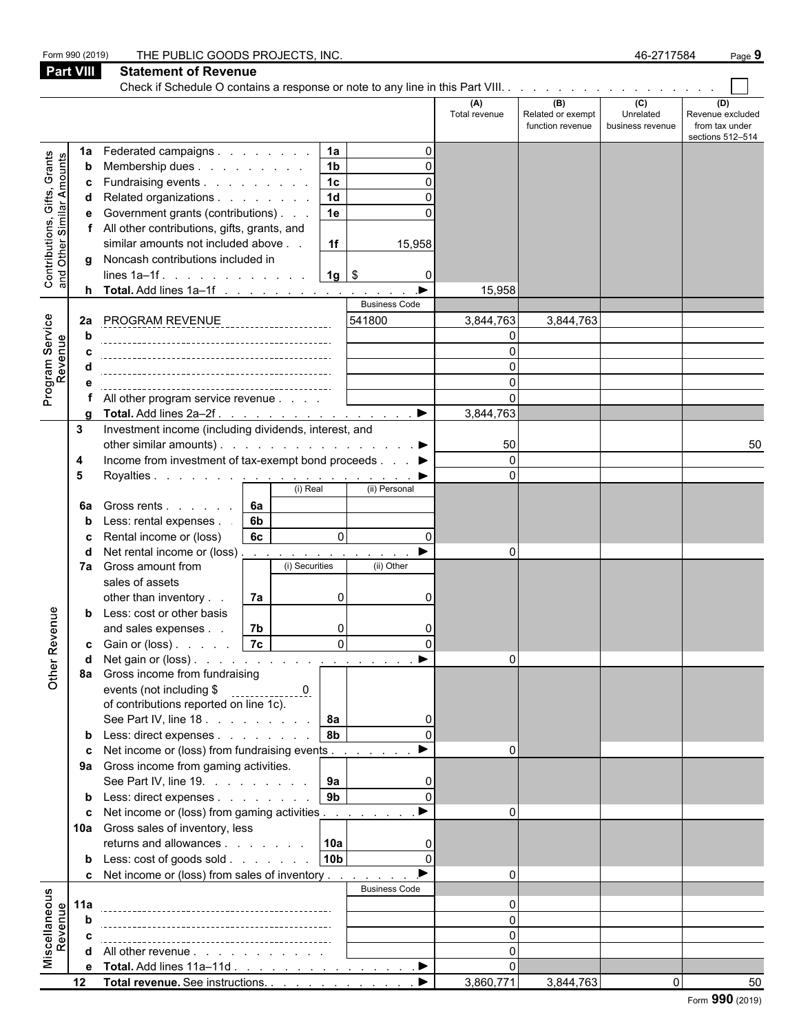Form 990 (2019) THE PUBLIC GOODS PROJECTS, INC. 46-2717584 Page 9

## Part VIII Statement of Revenue

Check if Schedule O contains a response or note to any line in this Part VIII. . . . . . . . . . . . . . . . . . ☐

| | | | | | (A) Total revenue | (B) Related or exempt function revenue | (C) Unrelated business revenue | (D) Revenue excluded from tax under sections 512–514 |
|---|---|---|---|---|---|---|---|---|
| **Contributions, Gifts, Grants and Other Similar Amounts** | 1a | Federated campaigns | 1a | 0 | | | | |
| | b | Membership dues | 1b | 0 | | | | |
| | c | Fundraising events | 1c | 0 | | | | |
| | d | Related organizations | 1d | 0 | | | | |
| | e | Government grants (contributions) | 1e | 0 | | | | |
| | f | All other contributions, gifts, grants, and similar amounts not included above | 1f | 15,958 | | | | |
| | g | Noncash contributions included in lines 1a–1f | 1g | $ 0 | | | | |
| | h | **Total.** Add lines 1a–1f ▶ | | | 15,958 | | | |
| **Program Service Revenue** | | | | Business Code | | | | |
| | 2a | PROGRAM REVENUE | | 541800 | 3,844,763 | 3,844,763 | | |
| | b | | | | 0 | | | |
| | c | | | | 0 | | | |
| | d | | | | 0 | | | |
| | e | | | | 0 | | | |
| | f | All other program service revenue | | | 0 | | | |
| | g | **Total.** Add lines 2a–2f ▶ | | | 3,844,763 | | | |
| **Other Revenue** | 3 | Investment income (including dividends, interest, and other similar amounts) ▶ | | | 50 | | | 50 |
| | 4 | Income from investment of tax-exempt bond proceeds ▶ | | | 0 | | | |
| | 5 | Royalties ▶ | | | 0 | | | |
| | | | (i) Real | (ii) Personal | | | | |
| | 6a | Gross rents (6a) | | | | | | |
| | b | Less: rental expenses (6b) | | | | | | |
| | c | Rental income or (loss) (6c) | 0 | 0 | | | | |
| | d | Net rental income or (loss) ▶ | | | 0 | | | |
| | | | (i) Securities | (ii) Other | | | | |
| | 7a | Gross amount from sales of assets other than inventory (7a) | 0 | 0 | | | | |
| | b | Less: cost or other basis and sales expenses (7b) | 0 | 0 | | | | |
| | c | Gain or (loss) (7c) | 0 | 0 | | | | |
| | d | Net gain or (loss) ▶ | | | 0 | | | |
| | 8a | Gross income from fundraising events (not including $ 0 of contributions reported on line 1c). See Part IV, line 18 | 8a | 0 | | | | |
| | b | Less: direct expenses | 8b | 0 | | | | |
| | c | Net income or (loss) from fundraising events ▶ | | | 0 | | | |
| | 9a | Gross income from gaming activities. See Part IV, line 19. | 9a | 0 | | | | |
| | b | Less: direct expenses | 9b | 0 | | | | |
| | c | Net income or (loss) from gaming activities ▶ | | | 0 | | | |
| | 10a | Gross sales of inventory, less returns and allowances | 10a | 0 | | | | |
| | b | Less: cost of goods sold | 10b | 0 | | | | |
| | c | Net income or (loss) from sales of inventory ▶ | | | 0 | | | |
| **Miscellaneous Revenue** | | | | Business Code | | | | |
| | 11a | | | | 0 | | | |
| | b | | | | 0 | | | |
| | c | | | | 0 | | | |
| | d | All other revenue | | | 0 | | | |
| | e | **Total.** Add lines 11a–11d ▶ | | | 0 | | | |
| | 12 | **Total revenue.** See instructions. ▶ | | | 3,860,771 | 3,844,763 | 0 | 50 |

Form **990** (2019)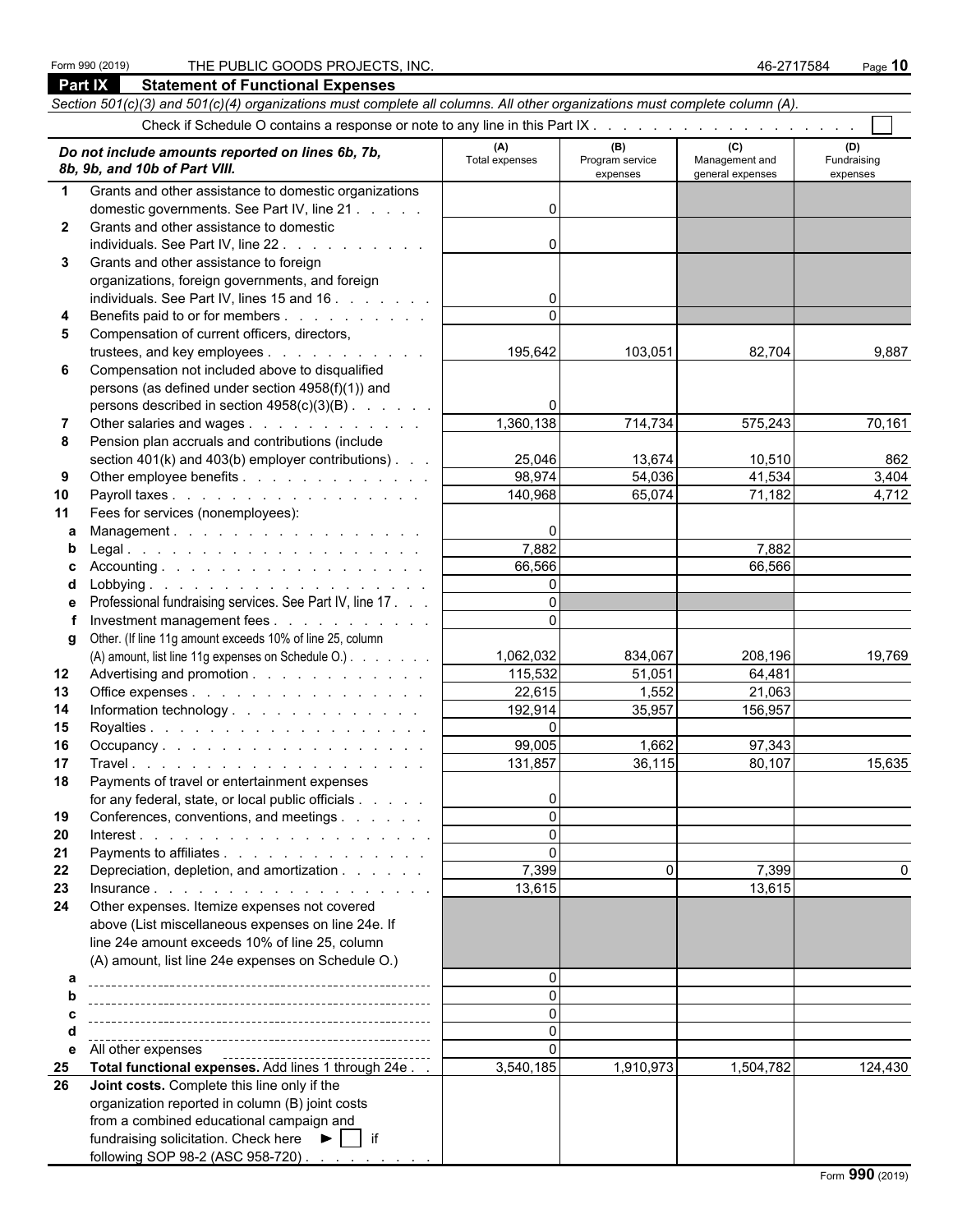Form 990 (2019) THE PUBLIC GOODS PROJECTS, INC. 46-2717584

## Part IX Statement of Functional Expenses

*Section 501(c)(3) and 501(c)(4) organizations must complete all columns. All other organizations must complete column (A).*

Check if Schedule O contains a response or note to any line in this Part IX . . . . . . . . . . . . . . . . . . . ☐

| | *Do not include amounts reported on lines 6b, 7b, 8b, 9b, and 10b of Part VIII.* | (A) Total expenses | (B) Program service expenses | (C) Management and general expenses | (D) Fundraising expenses |
|---|---|---|---|---|---|
| 1 | Grants and other assistance to domestic organizations domestic governments. See Part IV, line 21 | 0 | | | |
| 2 | Grants and other assistance to domestic individuals. See Part IV, line 22 | 0 | | | |
| 3 | Grants and other assistance to foreign organizations, foreign governments, and foreign individuals. See Part IV, lines 15 and 16 | 0 | | | |
| 4 | Benefits paid to or for members | 0 | | | |
| 5 | Compensation of current officers, directors, trustees, and key employees | 195,642 | 103,051 | 82,704 | 9,887 |
| 6 | Compensation not included above to disqualified persons (as defined under section 4958(f)(1)) and persons described in section 4958(c)(3)(B) | 0 | | | |
| 7 | Other salaries and wages | 1,360,138 | 714,734 | 575,243 | 70,161 |
| 8 | Pension plan accruals and contributions (include section 401(k) and 403(b) employer contributions) | 25,046 | 13,674 | 10,510 | 862 |
| 9 | Other employee benefits | 98,974 | 54,036 | 41,534 | 3,404 |
| 10 | Payroll taxes | 140,968 | 65,074 | 71,182 | 4,712 |
| 11 | Fees for services (nonemployees): | | | | |
| a | Management | 0 | | | |
| b | Legal | 7,882 | | 7,882 | |
| c | Accounting | 66,566 | | 66,566 | |
| d | Lobbying | 0 | | | |
| e | Professional fundraising services. See Part IV, line 17 | 0 | | | |
| f | Investment management fees | 0 | | | |
| g | Other. (If line 11g amount exceeds 10% of line 25, column (A) amount, list line 11g expenses on Schedule O.) | 1,062,032 | 834,067 | 208,196 | 19,769 |
| 12 | Advertising and promotion | 115,532 | 51,051 | 64,481 | |
| 13 | Office expenses | 22,615 | 1,552 | 21,063 | |
| 14 | Information technology | 192,914 | 35,957 | 156,957 | |
| 15 | Royalties | 0 | | | |
| 16 | Occupancy | 99,005 | 1,662 | 97,343 | |
| 17 | Travel | 131,857 | 36,115 | 80,107 | 15,635 |
| 18 | Payments of travel or entertainment expenses for any federal, state, or local public officials | 0 | | | |
| 19 | Conferences, conventions, and meetings | 0 | | | |
| 20 | Interest | 0 | | | |
| 21 | Payments to affiliates | 0 | | | |
| 22 | Depreciation, depletion, and amortization | 7,399 | 0 | 7,399 | 0 |
| 23 | Insurance | 13,615 | | 13,615 | |
| 24 | Other expenses. Itemize expenses not covered above (List miscellaneous expenses on line 24e. If line 24e amount exceeds 10% of line 25, column (A) amount, list line 24e expenses on Schedule O.) | | | | |
| a | | 0 | | | |
| b | | 0 | | | |
| c | | 0 | | | |
| d | | 0 | | | |
| e | All other expenses | 0 | | | |
| 25 | **Total functional expenses.** Add lines 1 through 24e | 3,540,185 | 1,910,973 | 1,504,782 | 124,430 |
| 26 | **Joint costs.** Complete this line only if the organization reported in column (B) joint costs from a combined educational campaign and fundraising solicitation. Check here ► ☐ if following SOP 98-2 (ASC 958-720) | | | | |

Form **990** (2019)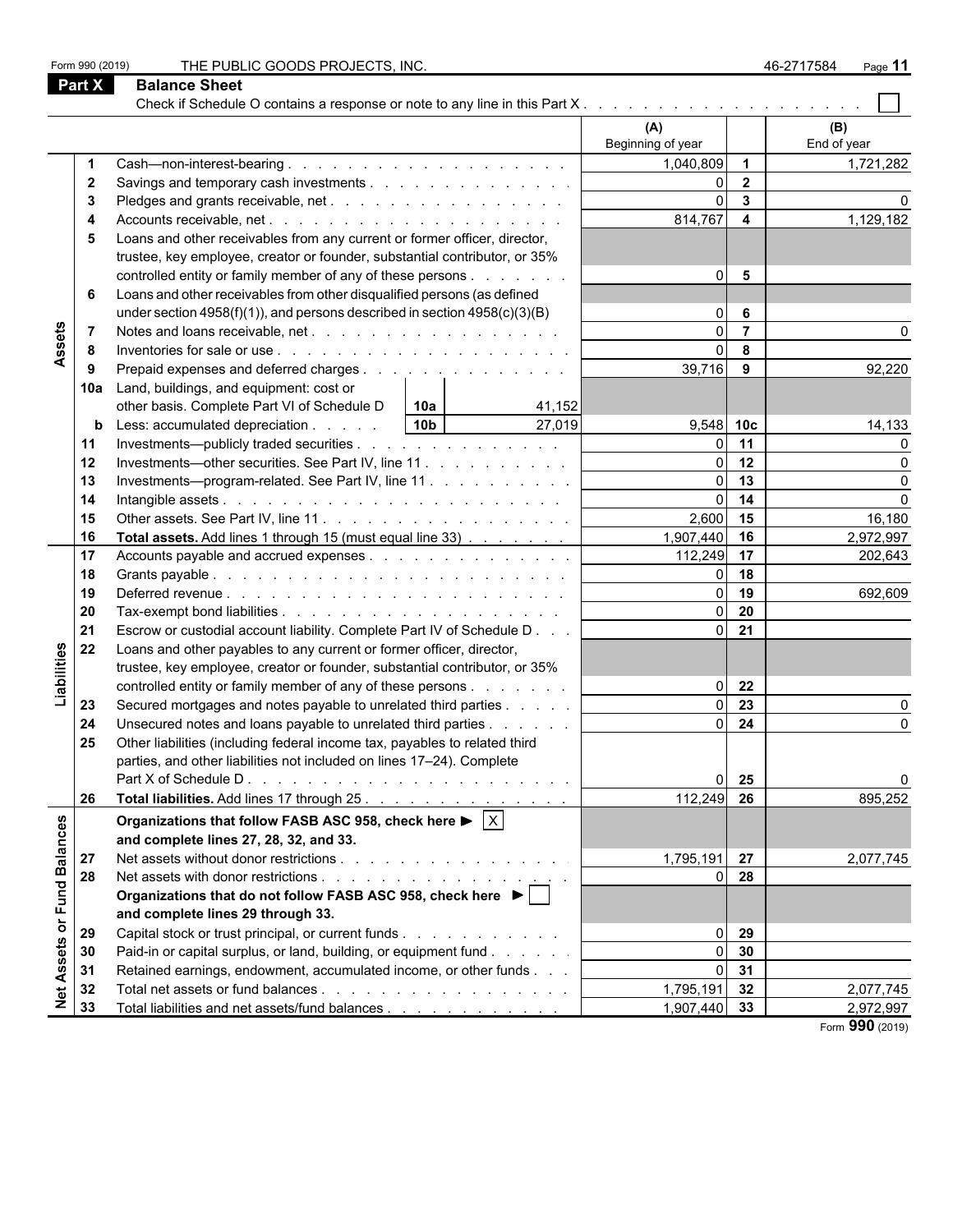Form 990 (2019) THE PUBLIC GOODS PROJECTS, INC. 46-2717584 Page **11**

## Part X Balance Sheet

Check if Schedule O contains a response or note to any line in this Part X . . . . . . . . . . . . . . . . . . . . ☐

| | | | | (A) Beginning of year | | (B) End of year |
|---|---|---|---|---|---|---|
| **Assets** | 1 | Cash—non-interest-bearing | | 1,040,809 | 1 | 1,721,282 |
| | 2 | Savings and temporary cash investments | | 0 | 2 | |
| | 3 | Pledges and grants receivable, net | | 0 | 3 | 0 |
| | 4 | Accounts receivable, net | | 814,767 | 4 | 1,129,182 |
| | 5 | Loans and other receivables from any current or former officer, director, trustee, key employee, creator or founder, substantial contributor, or 35% controlled entity or family member of any of these persons | | 0 | 5 | |
| | 6 | Loans and other receivables from other disqualified persons (as defined under section 4958(f)(1)), and persons described in section 4958(c)(3)(B) | | 0 | 6 | |
| | 7 | Notes and loans receivable, net | | 0 | 7 | 0 |
| | 8 | Inventories for sale or use | | 0 | 8 | |
| | 9 | Prepaid expenses and deferred charges | | 39,716 | 9 | 92,220 |
| | 10a | Land, buildings, and equipment: cost or other basis. Complete Part VI of Schedule D | 10a 41,152 | | | |
| | b | Less: accumulated depreciation | 10b 27,019 | 9,548 | 10c | 14,133 |
| | 11 | Investments—publicly traded securities | | 0 | 11 | 0 |
| | 12 | Investments—other securities. See Part IV, line 11 | | 0 | 12 | 0 |
| | 13 | Investments—program-related. See Part IV, line 11 | | 0 | 13 | 0 |
| | 14 | Intangible assets | | 0 | 14 | 0 |
| | 15 | Other assets. See Part IV, line 11 | | 2,600 | 15 | 16,180 |
| | 16 | **Total assets.** Add lines 1 through 15 (must equal line 33) | | 1,907,440 | 16 | 2,972,997 |
| **Liabilities** | 17 | Accounts payable and accrued expenses | | 112,249 | 17 | 202,643 |
| | 18 | Grants payable | | 0 | 18 | |
| | 19 | Deferred revenue | | 0 | 19 | 692,609 |
| | 20 | Tax-exempt bond liabilities | | 0 | 20 | |
| | 21 | Escrow or custodial account liability. Complete Part IV of Schedule D | | 0 | 21 | |
| | 22 | Loans and other payables to any current or former officer, director, trustee, key employee, creator or founder, substantial contributor, or 35% controlled entity or family member of any of these persons | | 0 | 22 | |
| | 23 | Secured mortgages and notes payable to unrelated third parties | | 0 | 23 | 0 |
| | 24 | Unsecured notes and loans payable to unrelated third parties | | 0 | 24 | 0 |
| | 25 | Other liabilities (including federal income tax, payables to related third parties, and other liabilities not included on lines 17–24). Complete Part X of Schedule D | | 0 | 25 | 0 |
| | 26 | **Total liabilities.** Add lines 17 through 25 | | 112,249 | 26 | 895,252 |
| **Net Assets or Fund Balances** | | **Organizations that follow FASB ASC 958, check here ▶ ☒ and complete lines 27, 28, 32, and 33.** | | | | |
| | 27 | Net assets without donor restrictions | | 1,795,191 | 27 | 2,077,745 |
| | 28 | Net assets with donor restrictions | | 0 | 28 | |
| | | **Organizations that do not follow FASB ASC 958, check here ▶ ☐ and complete lines 29 through 33.** | | | | |
| | 29 | Capital stock or trust principal, or current funds | | 0 | 29 | |
| | 30 | Paid-in or capital surplus, or land, building, or equipment fund | | 0 | 30 | |
| | 31 | Retained earnings, endowment, accumulated income, or other funds | | 0 | 31 | |
| | 32 | Total net assets or fund balances | | 1,795,191 | 32 | 2,077,745 |
| | 33 | Total liabilities and net assets/fund balances | | 1,907,440 | 33 | 2,972,997 |

Form **990** (2019)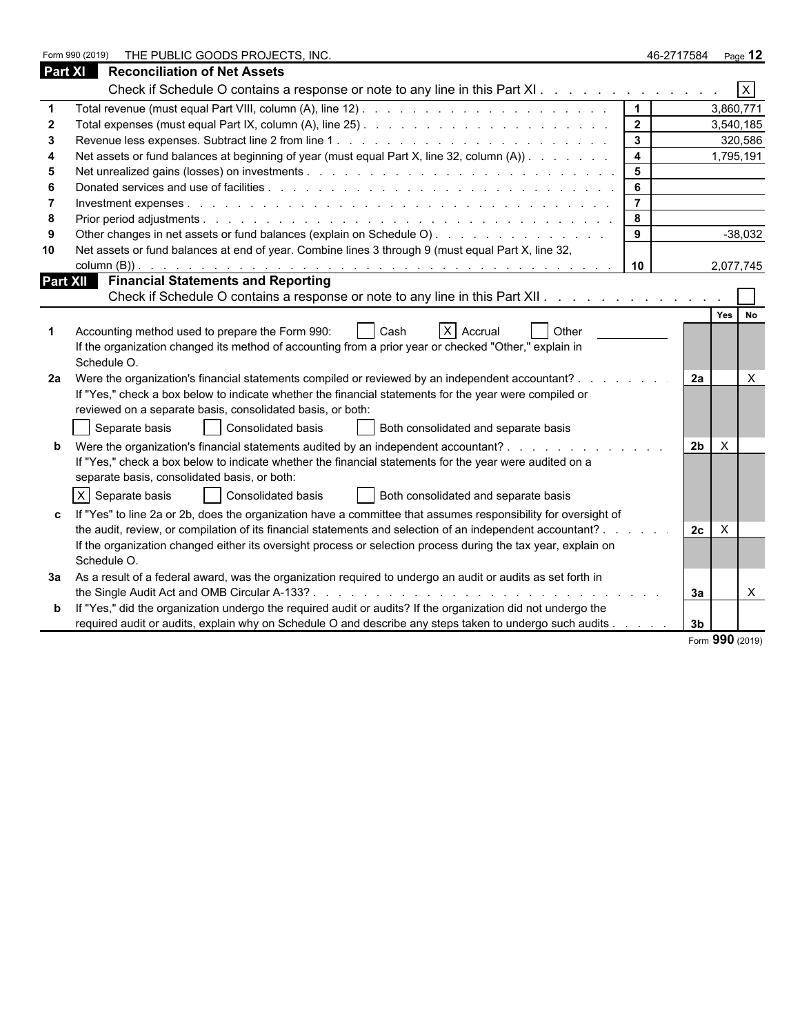Form 990 (2019) THE PUBLIC GOODS PROJECTS, INC. 46-2717584 Page **12**

## Part XI Reconciliation of Net Assets

Check if Schedule O contains a response or note to any line in this Part XI . . . . . . . . . . . . . [X]

| | | | |
|---|---|---|---|
| 1 | Total revenue (must equal Part VIII, column (A), line 12) | 1 | 3,860,771 |
| 2 | Total expenses (must equal Part IX, column (A), line 25) | 2 | 3,540,185 |
| 3 | Revenue less expenses. Subtract line 2 from line 1 | 3 | 320,586 |
| 4 | Net assets or fund balances at beginning of year (must equal Part X, line 32, column (A)) | 4 | 1,795,191 |
| 5 | Net unrealized gains (losses) on investments | 5 | |
| 6 | Donated services and use of facilities | 6 | |
| 7 | Investment expenses | 7 | |
| 8 | Prior period adjustments | 8 | |
| 9 | Other changes in net assets or fund balances (explain on Schedule O) | 9 | -38,032 |
| 10 | Net assets or fund balances at end of year. Combine lines 3 through 9 (must equal Part X, line 32, column (B)) | 10 | 2,077,745 |

## Part XII Financial Statements and Reporting

Check if Schedule O contains a response or note to any line in this Part XII . . . . . . . . . . . . . [ ]

| | | | Yes | No |
|---|---|---|---|---|
| 1 | Accounting method used to prepare the Form 990: [ ] Cash [X] Accrual [ ] Other ______<br>If the organization changed its method of accounting from a prior year or checked "Other," explain in Schedule O. | | | |
| 2a | Were the organization's financial statements compiled or reviewed by an independent accountant?<br>If "Yes," check a box below to indicate whether the financial statements for the year were compiled or reviewed on a separate basis, consolidated basis, or both:<br>[ ] Separate basis [ ] Consolidated basis [ ] Both consolidated and separate basis | 2a | | X |
| b | Were the organization's financial statements audited by an independent accountant?<br>If "Yes," check a box below to indicate whether the financial statements for the year were audited on a separate basis, consolidated basis, or both:<br>[X] Separate basis [ ] Consolidated basis [ ] Both consolidated and separate basis | 2b | X | |
| c | If "Yes" to line 2a or 2b, does the organization have a committee that assumes responsibility for oversight of the audit, review, or compilation of its financial statements and selection of an independent accountant?<br>If the organization changed either its oversight process or selection process during the tax year, explain on Schedule O. | 2c | X | |
| 3a | As a result of a federal award, was the organization required to undergo an audit or audits as set forth in the Single Audit Act and OMB Circular A-133? | 3a | | X |
| b | If "Yes," did the organization undergo the required audit or audits? If the organization did not undergo the required audit or audits, explain why on Schedule O and describe any steps taken to undergo such audits | 3b | | |

Form **990** (2019)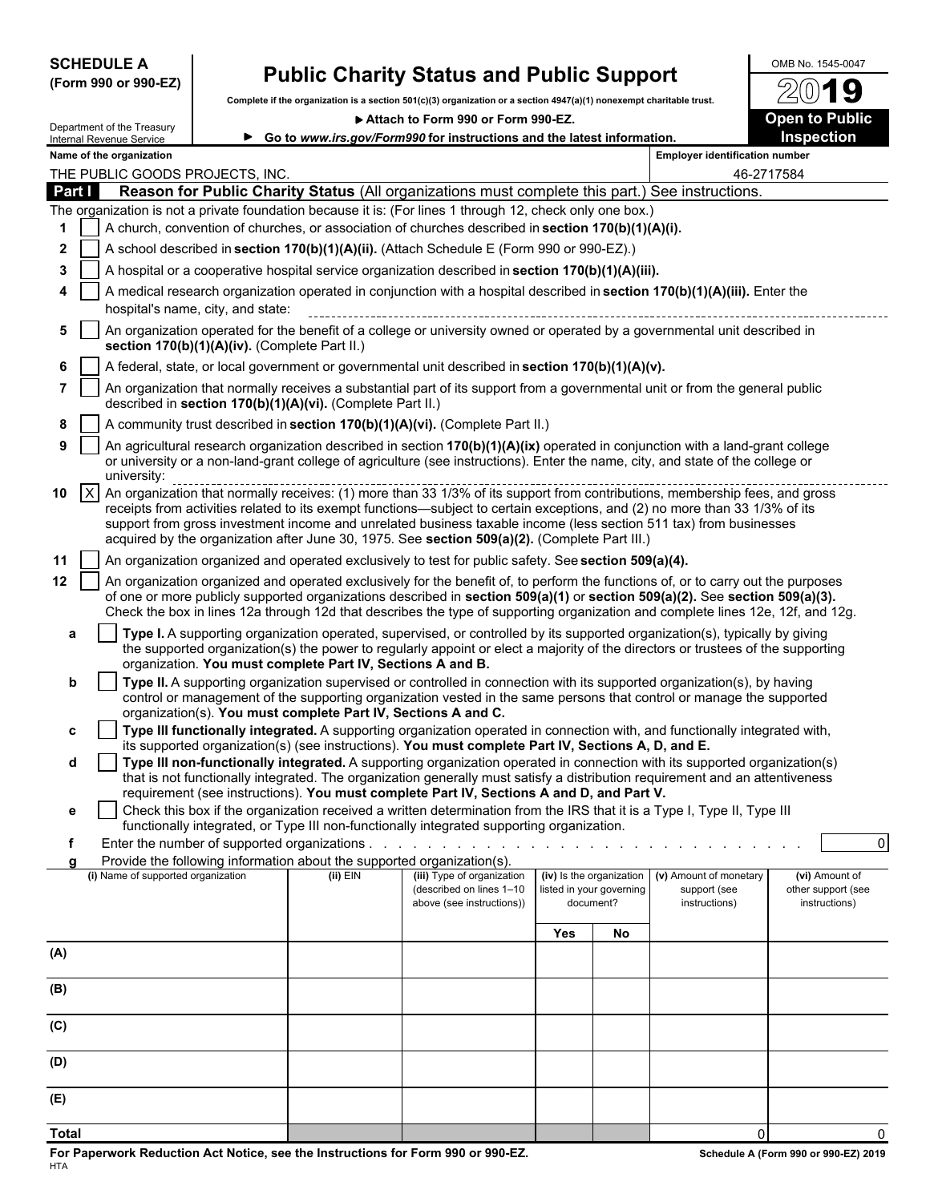**SCHEDULE A**
**(Form 990 or 990-EZ)**

Department of the Treasury
Internal Revenue Service

# Public Charity Status and Public Support

**Complete if the organization is a section 501(c)(3) organization or a section 4947(a)(1) nonexempt charitable trust.**

▶ **Attach to Form 990 or Form 990-EZ.**

▶ **Go to *www.irs.gov/Form990* for instructions and the latest information.**

OMB No. 1545-0047

**2019**

**Open to Public Inspection**

**Name of the organization**
THE PUBLIC GOODS PROJECTS, INC.

**Employer identification number**
46-2717584

## Part I — Reason for Public Charity Status (All organizations must complete this part.) See instructions.

The organization is not a private foundation because it is: (For lines 1 through 12, check only one box.)

1. ☐ A church, convention of churches, or association of churches described in **section 170(b)(1)(A)(i).**
2. ☐ A school described in **section 170(b)(1)(A)(ii).** (Attach Schedule E (Form 990 or 990-EZ).)
3. ☐ A hospital or a cooperative hospital service organization described in **section 170(b)(1)(A)(iii).**
4. ☐ A medical research organization operated in conjunction with a hospital described in **section 170(b)(1)(A)(iii).** Enter the hospital's name, city, and state:
5. ☐ An organization operated for the benefit of a college or university owned or operated by a governmental unit described in **section 170(b)(1)(A)(iv).** (Complete Part II.)
6. ☐ A federal, state, or local government or governmental unit described in **section 170(b)(1)(A)(v).**
7. ☐ An organization that normally receives a substantial part of its support from a governmental unit or from the general public described in **section 170(b)(1)(A)(vi).** (Complete Part II.)
8. ☐ A community trust described in **section 170(b)(1)(A)(vi).** (Complete Part II.)
9. ☐ An agricultural research organization described in section **170(b)(1)(A)(ix)** operated in conjunction with a land-grant college or university or a non-land-grant college of agriculture (see instructions). Enter the name, city, and state of the college or university:
10. ☒ An organization that normally receives: (1) more than 33 1/3% of its support from contributions, membership fees, and gross receipts from activities related to its exempt functions—subject to certain exceptions, and (2) no more than 33 1/3% of its support from gross investment income and unrelated business taxable income (less section 511 tax) from businesses acquired by the organization after June 30, 1975. See **section 509(a)(2).** (Complete Part III.)
11. ☐ An organization organized and operated exclusively to test for public safety. See **section 509(a)(4).**
12. ☐ An organization organized and operated exclusively for the benefit of, to perform the functions of, or to carry out the purposes of one or more publicly supported organizations described in **section 509(a)(1)** or **section 509(a)(2).** See **section 509(a)(3).** Check the box in lines 12a through 12d that describes the type of supporting organization and complete lines 12e, 12f, and 12g.
   - **a** ☐ **Type I.** A supporting organization operated, supervised, or controlled by its supported organization(s), typically by giving the supported organization(s) the power to regularly appoint or elect a majority of the directors or trustees of the supporting organization. **You must complete Part IV, Sections A and B.**
   - **b** ☐ **Type II.** A supporting organization supervised or controlled in connection with its supported organization(s), by having control or management of the supporting organization vested in the same persons that control or manage the supported organization(s). **You must complete Part IV, Sections A and C.**
   - **c** ☐ **Type III functionally integrated.** A supporting organization operated in connection with, and functionally integrated with, its supported organization(s) (see instructions). **You must complete Part IV, Sections A, D, and E.**
   - **d** ☐ **Type III non-functionally integrated.** A supporting organization operated in connection with its supported organization(s) that is not functionally integrated. The organization generally must satisfy a distribution requirement and an attentiveness requirement (see instructions). **You must complete Part IV, Sections A and D, and Part V.**
   - **e** ☐ Check this box if the organization received a written determination from the IRS that it is a Type I, Type II, Type III functionally integrated, or Type III non-functionally integrated supporting organization.
   - **f** Enter the number of supported organizations . . . . . 0
   - **g** Provide the following information about the supported organization(s).

| (i) Name of supported organization | (ii) EIN | (iii) Type of organization (described on lines 1–10 above (see instructions)) | (iv) Is the organization listed in your governing document? | | (v) Amount of monetary support (see instructions) | (vi) Amount of other support (see instructions) |
|---|---|---|---|---|---|---|
| | | | Yes | No | | |
| (A) | | | | | | |
| (B) | | | | | | |
| (C) | | | | | | |
| (D) | | | | | | |
| (E) | | | | | | |
| **Total** | | | | | 0 | 0 |

**For Paperwork Reduction Act Notice, see the Instructions for Form 990 or 990-EZ.**
HTA

**Schedule A (Form 990 or 990-EZ) 2019**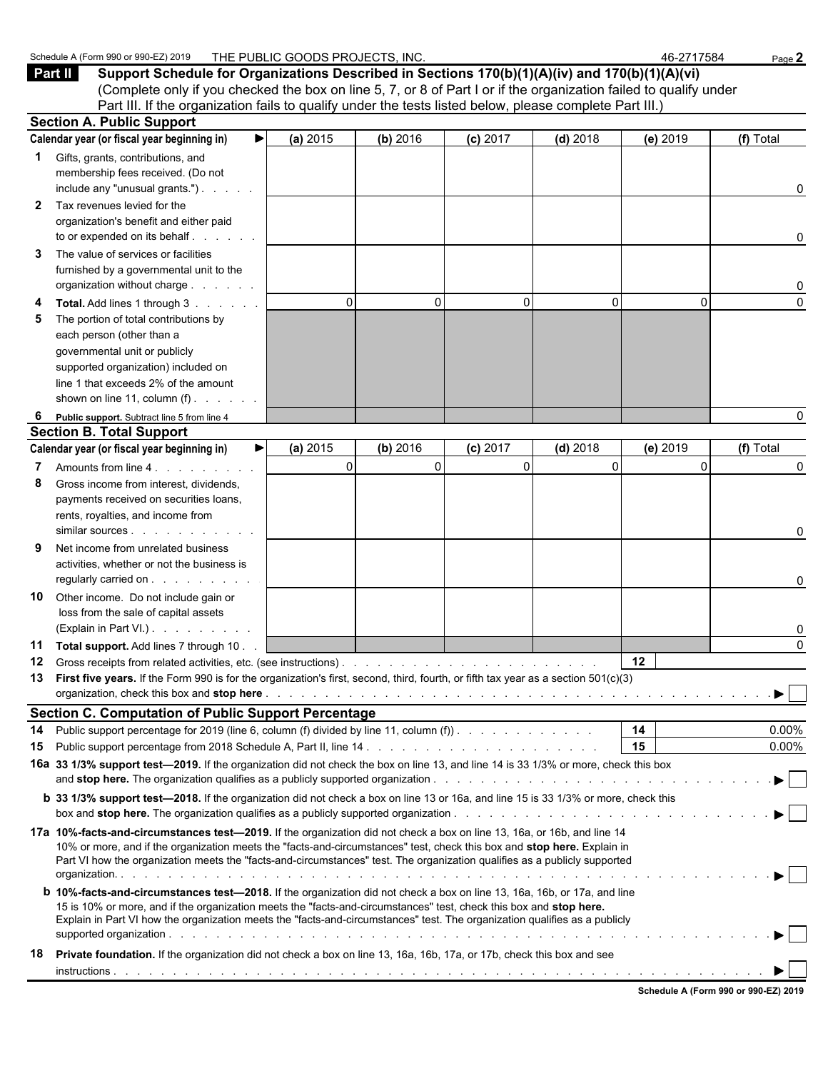Schedule A (Form 990 or 990-EZ) 2019 THE PUBLIC GOODS PROJECTS, INC. 46-2717584

## Part II Support Schedule for Organizations Described in Sections 170(b)(1)(A)(iv) and 170(b)(1)(A)(vi)

(Complete only if you checked the box on line 5, 7, or 8 of Part I or if the organization failed to qualify under Part III. If the organization fails to qualify under the tests listed below, please complete Part III.)

### Section A. Public Support

| Calendar year (or fiscal year beginning in) ▶ | (a) 2015 | (b) 2016 | (c) 2017 | (d) 2018 | (e) 2019 | (f) Total |
|---|---|---|---|---|---|---|
| **1** Gifts, grants, contributions, and membership fees received. (Do not include any "unusual grants.") | | | | | | 0 |
| **2** Tax revenues levied for the organization's benefit and either paid to or expended on its behalf | | | | | | 0 |
| **3** The value of services or facilities furnished by a governmental unit to the organization without charge | | | | | | 0 |
| **4** **Total.** Add lines 1 through 3 | 0 | 0 | 0 | 0 | 0 | 0 |
| **5** The portion of total contributions by each person (other than a governmental unit or publicly supported organization) included on line 1 that exceeds 2% of the amount shown on line 11, column (f) | | | | | | |
| **6** **Public support.** Subtract line 5 from line 4 | | | | | | 0 |

### Section B. Total Support

| Calendar year (or fiscal year beginning in) ▶ | (a) 2015 | (b) 2016 | (c) 2017 | (d) 2018 | (e) 2019 | (f) Total |
|---|---|---|---|---|---|---|
| **7** Amounts from line 4 | 0 | 0 | 0 | 0 | 0 | 0 |
| **8** Gross income from interest, dividends, payments received on securities loans, rents, royalties, and income from similar sources | | | | | | 0 |
| **9** Net income from unrelated business activities, whether or not the business is regularly carried on | | | | | | 0 |
| **10** Other income. Do not include gain or loss from the sale of capital assets (Explain in Part VI.) | | | | | | 0 |
| **11** **Total support.** Add lines 7 through 10 | | | | | | 0 |

**12** Gross receipts from related activities, etc. (see instructions) . . . **12**

**13** **First five years.** If the Form 990 is for the organization's first, second, third, fourth, or fifth tax year as a section 501(c)(3) organization, check this box and **stop here** . . . ▶ ☐

### Section C. Computation of Public Support Percentage

**14** Public support percentage for 2019 (line 6, column (f) divided by line 11, column (f)) . . . **14** 0.00%

**15** Public support percentage from 2018 Schedule A, Part II, line 14 . . . **15** 0.00%

**16a** **33 1/3% support test—2019.** If the organization did not check the box on line 13, and line 14 is 33 1/3% or more, check this box and **stop here.** The organization qualifies as a publicly supported organization . . . ▶ ☐

**b** **33 1/3% support test—2018.** If the organization did not check a box on line 13 or 16a, and line 15 is 33 1/3% or more, check this box and **stop here.** The organization qualifies as a publicly supported organization . . . ▶ ☐

**17a** **10%-facts-and-circumstances test—2019.** If the organization did not check a box on line 13, 16a, or 16b, and line 14 10% or more, and if the organization meets the "facts-and-circumstances" test, check this box and **stop here.** Explain in Part VI how the organization meets the "facts-and-circumstances" test. The organization qualifies as a publicly supported organization. . . . ▶ ☐

**b** **10%-facts-and-circumstances test—2018.** If the organization did not check a box on line 13, 16a, 16b, or 17a, and line 15 is 10% or more, and if the organization meets the "facts-and-circumstances" test, check this box and **stop here.** Explain in Part VI how the organization meets the "facts-and-circumstances" test. The organization qualifies as a publicly supported organization . . . ▶ ☐

**18** **Private foundation.** If the organization did not check a box on line 13, 16a, 16b, 17a, or 17b, check this box and see instructions . . . ▶ ☐

Schedule A (Form 990 or 990-EZ) 2019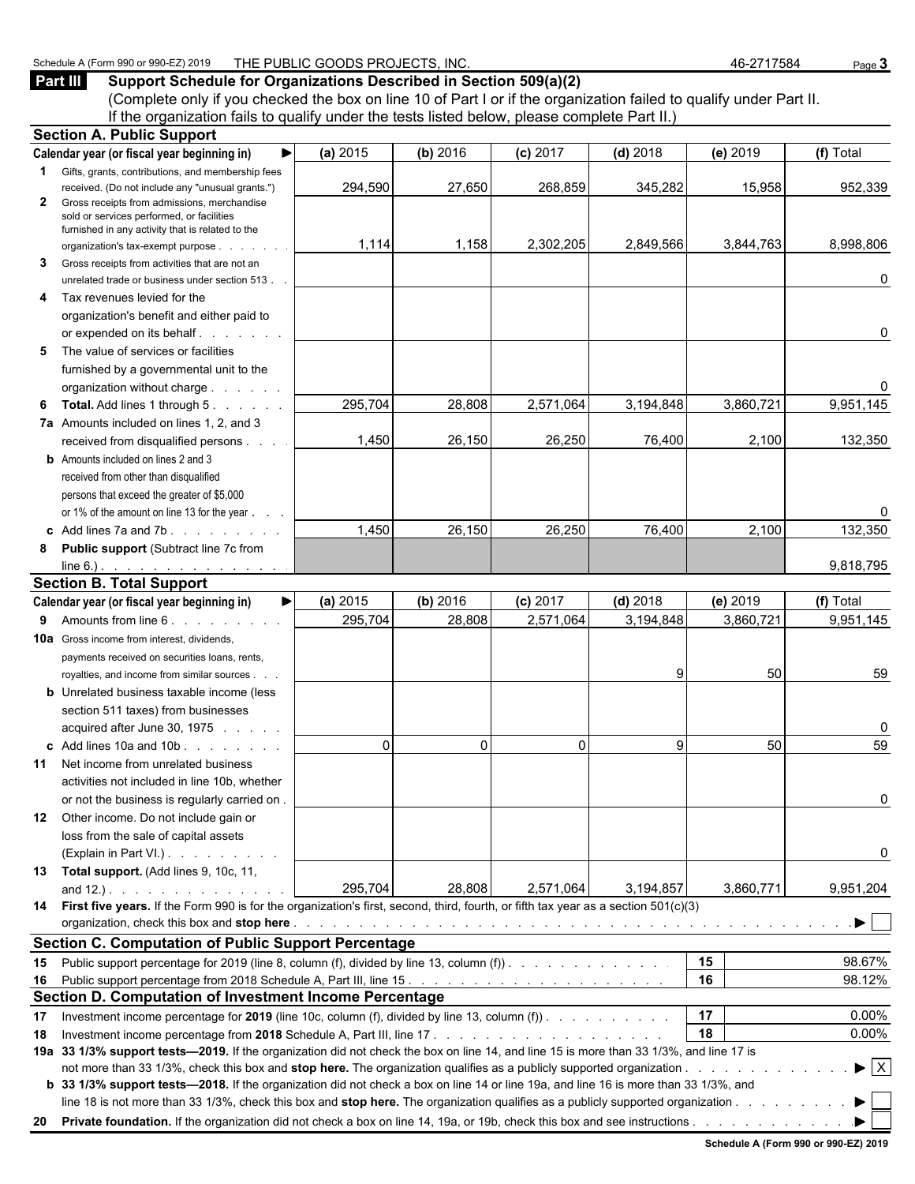Schedule A (Form 990 or 990-EZ) 2019 THE PUBLIC GOODS PROJECTS, INC. 46-2717584

## Part III Support Schedule for Organizations Described in Section 509(a)(2)

(Complete only if you checked the box on line 10 of Part I or if the organization failed to qualify under Part II. If the organization fails to qualify under the tests listed below, please complete Part II.)

### Section A. Public Support

| Calendar year (or fiscal year beginning in) ▶ | (a) 2015 | (b) 2016 | (c) 2017 | (d) 2018 | (e) 2019 | (f) Total |
|---|---|---|---|---|---|---|
| **1** Gifts, grants, contributions, and membership fees received. (Do not include any "unusual grants.") | 294,590 | 27,650 | 268,859 | 345,282 | 15,958 | 952,339 |
| **2** Gross receipts from admissions, merchandise sold or services performed, or facilities furnished in any activity that is related to the organization's tax-exempt purpose | 1,114 | 1,158 | 2,302,205 | 2,849,566 | 3,844,763 | 8,998,806 |
| **3** Gross receipts from activities that are not an unrelated trade or business under section 513 | | | | | | 0 |
| **4** Tax revenues levied for the organization's benefit and either paid to or expended on its behalf | | | | | | 0 |
| **5** The value of services or facilities furnished by a governmental unit to the organization without charge | | | | | | 0 |
| **6 Total.** Add lines 1 through 5 | 295,704 | 28,808 | 2,571,064 | 3,194,848 | 3,860,721 | 9,951,145 |
| **7a** Amounts included on lines 1, 2, and 3 received from disqualified persons | 1,450 | 26,150 | 26,250 | 76,400 | 2,100 | 132,350 |
| **b** Amounts included on lines 2 and 3 received from other than disqualified persons that exceed the greater of $5,000 or 1% of the amount on line 13 for the year | | | | | | 0 |
| **c** Add lines 7a and 7b | 1,450 | 26,150 | 26,250 | 76,400 | 2,100 | 132,350 |
| **8 Public support** (Subtract line 7c from line 6.) | | | | | | 9,818,795 |

### Section B. Total Support

| Calendar year (or fiscal year beginning in) ▶ | (a) 2015 | (b) 2016 | (c) 2017 | (d) 2018 | (e) 2019 | (f) Total |
|---|---|---|---|---|---|---|
| **9** Amounts from line 6 | 295,704 | 28,808 | 2,571,064 | 3,194,848 | 3,860,721 | 9,951,145 |
| **10a** Gross income from interest, dividends, payments received on securities loans, rents, royalties, and income from similar sources | | | | 9 | 50 | 59 |
| **b** Unrelated business taxable income (less section 511 taxes) from businesses acquired after June 30, 1975 | | | | | | 0 |
| **c** Add lines 10a and 10b | 0 | 0 | 0 | 9 | 50 | 59 |
| **11** Net income from unrelated business activities not included in line 10b, whether or not the business is regularly carried on | | | | | | 0 |
| **12** Other income. Do not include gain or loss from the sale of capital assets (Explain in Part VI.) | | | | | | 0 |
| **13 Total support.** (Add lines 9, 10c, 11, and 12.) | 295,704 | 28,808 | 2,571,064 | 3,194,857 | 3,860,771 | 9,951,204 |

**14 First five years.** If the Form 990 is for the organization's first, second, third, fourth, or fifth tax year as a section 501(c)(3) organization, check this box and **stop here** ▶ ☐

### Section C. Computation of Public Support Percentage

| | | | |
|---|---|---|---|
| **15** | Public support percentage for 2019 (line 8, column (f), divided by line 13, column (f)) | 15 | 98.67% |
| **16** | Public support percentage from 2018 Schedule A, Part III, line 15 | 16 | 98.12% |

### Section D. Computation of Investment Income Percentage

| | | | |
|---|---|---|---|
| **17** | Investment income percentage for **2019** (line 10c, column (f), divided by line 13, column (f)) | 17 | 0.00% |
| **18** | Investment income percentage from **2018** Schedule A, Part III, line 17 | 18 | 0.00% |

**19a 33 1/3% support tests—2019.** If the organization did not check the box on line 14, and line 15 is more than 33 1/3%, and line 17 is not more than 33 1/3%, check this box and **stop here.** The organization qualifies as a publicly supported organization ▶ ☒

**b 33 1/3% support tests—2018.** If the organization did not check a box on line 14 or line 19a, and line 16 is more than 33 1/3%, and line 18 is not more than 33 1/3%, check this box and **stop here.** The organization qualifies as a publicly supported organization ▶ ☐

**20 Private foundation.** If the organization did not check a box on line 14, 19a, or 19b, check this box and see instructions ▶ ☐

Schedule A (Form 990 or 990-EZ) 2019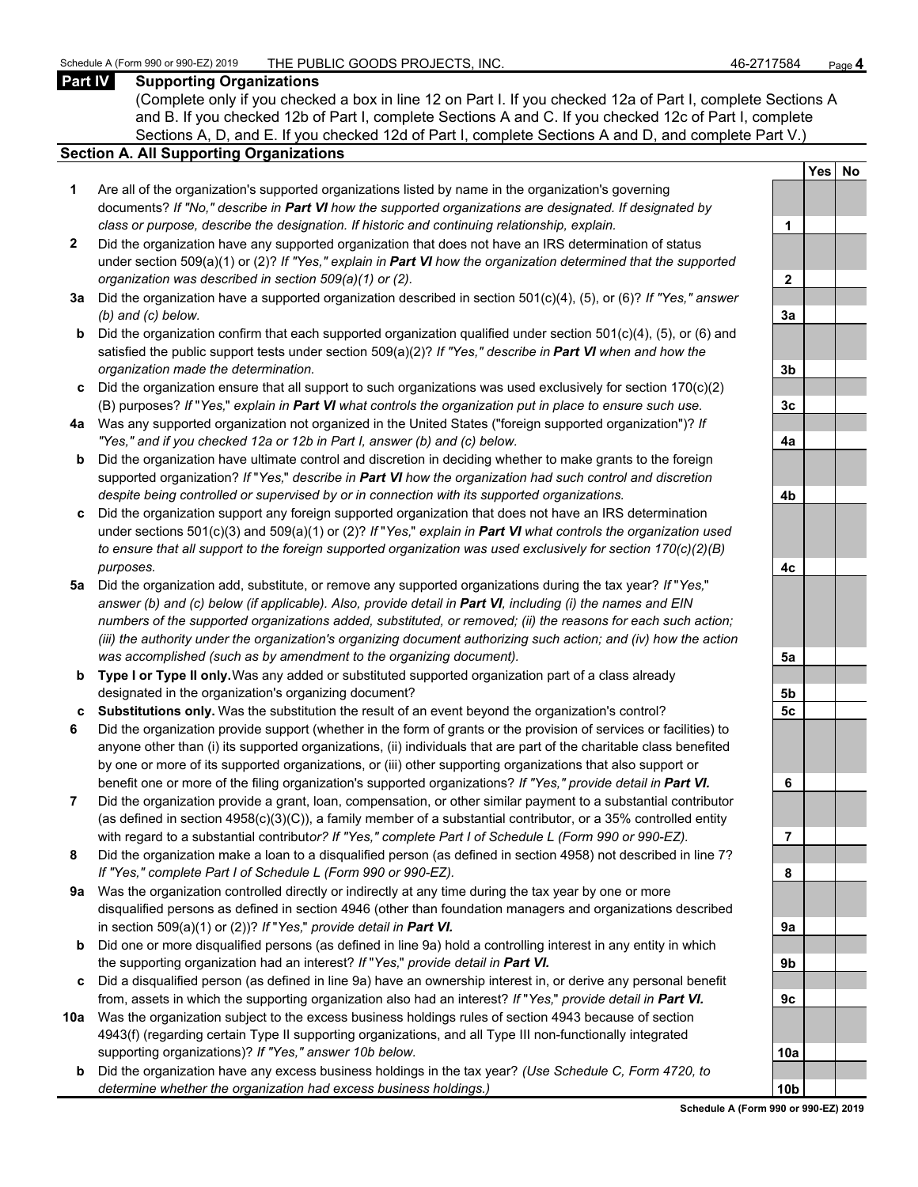Schedule A (Form 990 or 990-EZ) 2019 THE PUBLIC GOODS PROJECTS, INC. 46-2717584

## Part IV Supporting Organizations

(Complete only if you checked a box in line 12 on Part I. If you checked 12a of Part I, complete Sections A and B. If you checked 12b of Part I, complete Sections A and C. If you checked 12c of Part I, complete Sections A, D, and E. If you checked 12d of Part I, complete Sections A and D, and complete Part V.)

### Section A. All Supporting Organizations

| | | | Yes | No |
|---|---|---|---|---|
| **1** | Are all of the organization's supported organizations listed by name in the organization's governing documents? *If "No," describe in **Part VI** how the supported organizations are designated. If designated by class or purpose, describe the designation. If historic and continuing relationship, explain.* | 1 | | |
| **2** | Did the organization have any supported organization that does not have an IRS determination of status under section 509(a)(1) or (2)? *If "Yes," explain in **Part VI** how the organization determined that the supported organization was described in section 509(a)(1) or (2).* | 2 | | |
| **3a** | Did the organization have a supported organization described in section 501(c)(4), (5), or (6)? *If "Yes," answer (b) and (c) below.* | 3a | | |
| **b** | Did the organization confirm that each supported organization qualified under section 501(c)(4), (5), or (6) and satisfied the public support tests under section 509(a)(2)? *If "Yes," describe in **Part VI** when and how the organization made the determination.* | 3b | | |
| **c** | Did the organization ensure that all support to such organizations was used exclusively for section 170(c)(2)(B) purposes? *If "Yes," explain in **Part VI** what controls the organization put in place to ensure such use.* | 3c | | |
| **4a** | Was any supported organization not organized in the United States ("foreign supported organization")? *If "Yes," and if you checked 12a or 12b in Part I, answer (b) and (c) below.* | 4a | | |
| **b** | Did the organization have ultimate control and discretion in deciding whether to make grants to the foreign supported organization? *If "Yes," describe in **Part VI** how the organization had such control and discretion despite being controlled or supervised by or in connection with its supported organizations.* | 4b | | |
| **c** | Did the organization support any foreign supported organization that does not have an IRS determination under sections 501(c)(3) and 509(a)(1) or (2)? *If "Yes," explain in **Part VI** what controls the organization used to ensure that all support to the foreign supported organization was used exclusively for section 170(c)(2)(B) purposes.* | 4c | | |
| **5a** | Did the organization add, substitute, or remove any supported organizations during the tax year? *If "Yes," answer (b) and (c) below (if applicable). Also, provide detail in **Part VI**, including (i) the names and EIN numbers of the supported organizations added, substituted, or removed; (ii) the reasons for each such action; (iii) the authority under the organization's organizing document authorizing such action; and (iv) how the action was accomplished (such as by amendment to the organizing document).* | 5a | | |
| **b** | **Type I or Type II only.** Was any added or substituted supported organization part of a class already designated in the organization's organizing document? | 5b | | |
| **c** | **Substitutions only.** Was the substitution the result of an event beyond the organization's control? | 5c | | |
| **6** | Did the organization provide support (whether in the form of grants or the provision of services or facilities) to anyone other than (i) its supported organizations, (ii) individuals that are part of the charitable class benefited by one or more of its supported organizations, or (iii) other supporting organizations that also support or benefit one or more of the filing organization's supported organizations? *If "Yes," provide detail in **Part VI.*** | 6 | | |
| **7** | Did the organization provide a grant, loan, compensation, or other similar payment to a substantial contributor (as defined in section 4958(c)(3)(C)), a family member of a substantial contributor, or a 35% controlled entity with regard to a substantial contributor? *If "Yes," complete Part I of Schedule L (Form 990 or 990-EZ).* | 7 | | |
| **8** | Did the organization make a loan to a disqualified person (as defined in section 4958) not described in line 7? *If "Yes," complete Part I of Schedule L (Form 990 or 990-EZ).* | 8 | | |
| **9a** | Was the organization controlled directly or indirectly at any time during the tax year by one or more disqualified persons as defined in section 4946 (other than foundation managers and organizations described in section 509(a)(1) or (2))? *If "Yes," provide detail in **Part VI.*** | 9a | | |
| **b** | Did one or more disqualified persons (as defined in line 9a) hold a controlling interest in any entity in which the supporting organization had an interest? *If "Yes," provide detail in **Part VI.*** | 9b | | |
| **c** | Did a disqualified person (as defined in line 9a) have an ownership interest in, or derive any personal benefit from, assets in which the supporting organization also had an interest? *If "Yes," provide detail in **Part VI.*** | 9c | | |
| **10a** | Was the organization subject to the excess business holdings rules of section 4943 because of section 4943(f) (regarding certain Type II supporting organizations, and all Type III non-functionally integrated supporting organizations)? *If "Yes," answer 10b below.* | 10a | | |
| **b** | Did the organization have any excess business holdings in the tax year? *(Use Schedule C, Form 4720, to determine whether the organization had excess business holdings.)* | 10b | | |

**Schedule A (Form 990 or 990-EZ) 2019**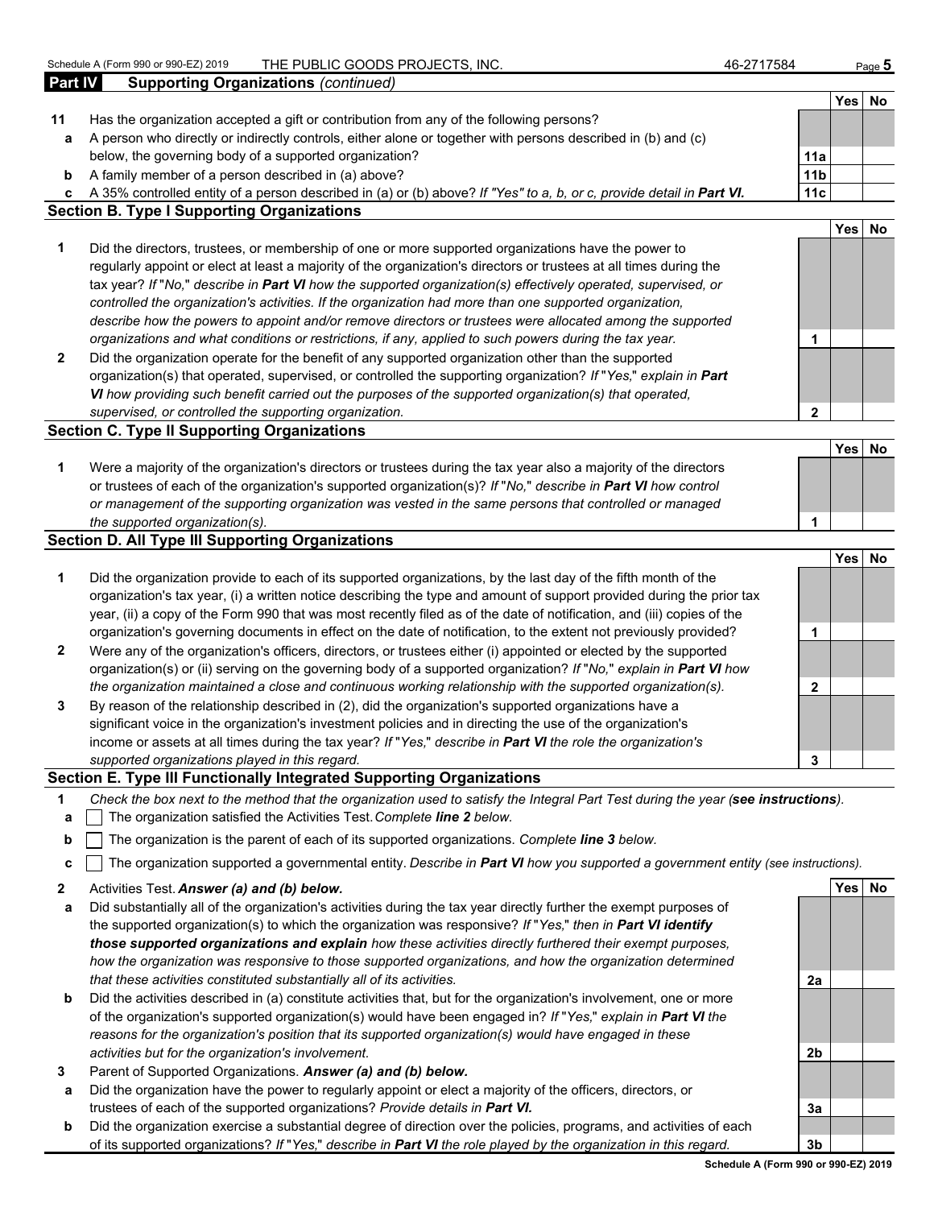Schedule A (Form 990 or 990-EZ) 2019 THE PUBLIC GOODS PROJECTS, INC. 46-2717584

**Part IV Supporting Organizations** *(continued)*

| | | | Yes | No |
|---|---|---|---|---|
| **11** | Has the organization accepted a gift or contribution from any of the following persons? | | | |
| **a** | A person who directly or indirectly controls, either alone or together with persons described in (b) and (c) below, the governing body of a supported organization? | **11a** | | |
| **b** | A family member of a person described in (a) above? | **11b** | | |
| **c** | A 35% controlled entity of a person described in (a) or (b) above? *If "Yes" to a, b, or c, provide detail in **Part VI**.* | **11c** | | |

## Section B. Type I Supporting Organizations

| | | | Yes | No |
|---|---|---|---|---|
| **1** | Did the directors, trustees, or membership of one or more supported organizations have the power to regularly appoint or elect at least a majority of the organization's directors or trustees at all times during the tax year? *If "No," describe in **Part VI** how the supported organization(s) effectively operated, supervised, or controlled the organization's activities. If the organization had more than one supported organization, describe how the powers to appoint and/or remove directors or trustees were allocated among the supported organizations and what conditions or restrictions, if any, applied to such powers during the tax year.* | **1** | | |
| **2** | Did the organization operate for the benefit of any supported organization other than the supported organization(s) that operated, supervised, or controlled the supporting organization? *If "Yes," explain in **Part VI** how providing such benefit carried out the purposes of the supported organization(s) that operated, supervised, or controlled the supporting organization.* | **2** | | |

## Section C. Type II Supporting Organizations

| | | | Yes | No |
|---|---|---|---|---|
| **1** | Were a majority of the organization's directors or trustees during the tax year also a majority of the directors or trustees of each of the organization's supported organization(s)? *If "No," describe in **Part VI** how control or management of the supporting organization was vested in the same persons that controlled or managed the supported organization(s).* | **1** | | |

## Section D. All Type III Supporting Organizations

| | | | Yes | No |
|---|---|---|---|---|
| **1** | Did the organization provide to each of its supported organizations, by the last day of the fifth month of the organization's tax year, (i) a written notice describing the type and amount of support provided during the prior tax year, (ii) a copy of the Form 990 that was most recently filed as of the date of notification, and (iii) copies of the organization's governing documents in effect on the date of notification, to the extent not previously provided? | **1** | | |
| **2** | Were any of the organization's officers, directors, or trustees either (i) appointed or elected by the supported organization(s) or (ii) serving on the governing body of a supported organization? *If "No," explain in **Part VI** how the organization maintained a close and continuous working relationship with the supported organization(s).* | **2** | | |
| **3** | By reason of the relationship described in (2), did the organization's supported organizations have a significant voice in the organization's investment policies and in directing the use of the organization's income or assets at all times during the tax year? *If "Yes," describe in **Part VI** the role the organization's supported organizations played in this regard.* | **3** | | |

## Section E. Type III Functionally Integrated Supporting Organizations

**1** *Check the box next to the method that the organization used to satisfy the Integral Part Test during the year (**see instructions**).*

- **a** ☐ The organization satisfied the Activities Test. *Complete **line 2** below.*
- **b** ☐ The organization is the parent of each of its supported organizations. *Complete **line 3** below.*
- **c** ☐ The organization supported a governmental entity. *Describe in **Part VI** how you supported a government entity (see instructions).*

| | | | Yes | No |
|---|---|---|---|---|
| **2** | Activities Test. ***Answer (a) and (b) below.*** | | | |
| **a** | Did substantially all of the organization's activities during the tax year directly further the exempt purposes of the supported organization(s) to which the organization was responsive? *If "Yes," then in **Part VI identify those supported organizations and explain** how these activities directly furthered their exempt purposes, how the organization was responsive to those supported organizations, and how the organization determined that these activities constituted substantially all of its activities.* | **2a** | | |
| **b** | Did the activities described in (a) constitute activities that, but for the organization's involvement, one or more of the organization's supported organization(s) would have been engaged in? *If "Yes," explain in **Part VI** the reasons for the organization's position that its supported organization(s) would have engaged in these activities but for the organization's involvement.* | **2b** | | |
| **3** | Parent of Supported Organizations. ***Answer (a) and (b) below.*** | | | |
| **a** | Did the organization have the power to regularly appoint or elect a majority of the officers, directors, or trustees of each of the supported organizations? ***Provide details in Part VI.*** | **3a** | | |
| **b** | Did the organization exercise a substantial degree of direction over the policies, programs, and activities of each of its supported organizations? *If "Yes," describe in **Part VI** the role played by the organization in this regard.* | **3b** | | |

**Schedule A (Form 990 or 990-EZ) 2019**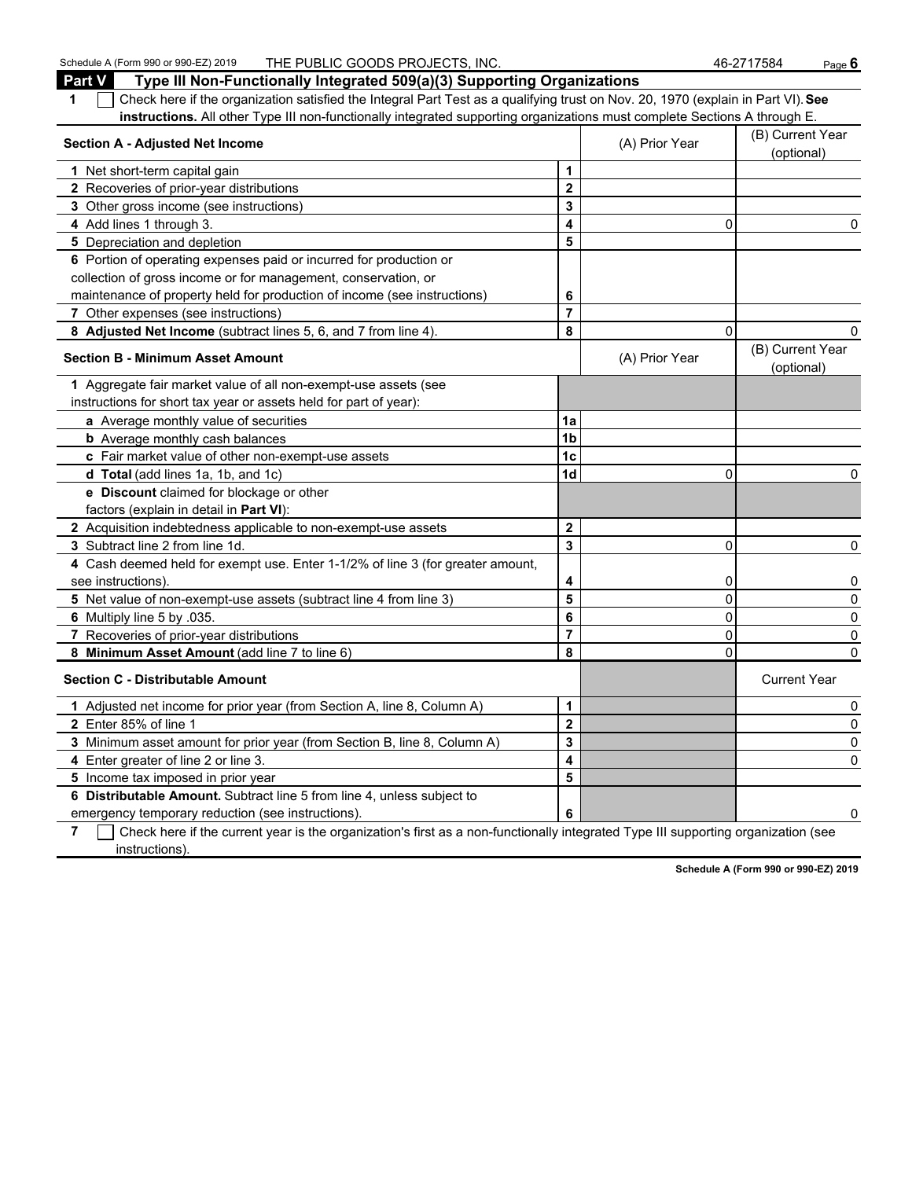## Part V Type III Non-Functionally Integrated 509(a)(3) Supporting Organizations

**1** ☐ Check here if the organization satisfied the Integral Part Test as a qualifying trust on Nov. 20, 1970 (explain in Part VI). **See instructions.** All other Type III non-functionally integrated supporting organizations must complete Sections A through E.

| **Section A - Adjusted Net Income** | | (A) Prior Year | (B) Current Year (optional) |
|---|---|---|---|
| **1** Net short-term capital gain | **1** | | |
| **2** Recoveries of prior-year distributions | **2** | | |
| **3** Other gross income (see instructions) | **3** | | |
| **4** Add lines 1 through 3. | **4** | 0 | 0 |
| **5** Depreciation and depletion | **5** | | |
| **6** Portion of operating expenses paid or incurred for production or collection of gross income or for management, conservation, or maintenance of property held for production of income (see instructions) | **6** | | |
| **7** Other expenses (see instructions) | **7** | | |
| **8 Adjusted Net Income** (subtract lines 5, 6, and 7 from line 4). | **8** | 0 | 0 |

| **Section B - Minimum Asset Amount** | | (A) Prior Year | (B) Current Year (optional) |
|---|---|---|---|
| **1** Aggregate fair market value of all non-exempt-use assets (see instructions for short tax year or assets held for part of year): | | | |
| **a** Average monthly value of securities | **1a** | | |
| **b** Average monthly cash balances | **1b** | | |
| **c** Fair market value of other non-exempt-use assets | **1c** | | |
| **d Total** (add lines 1a, 1b, and 1c) | **1d** | 0 | 0 |
| **e Discount** claimed for blockage or other factors (explain in detail in **Part VI**): | | | |
| **2** Acquisition indebtedness applicable to non-exempt-use assets | **2** | | |
| **3** Subtract line 2 from line 1d. | **3** | 0 | 0 |
| **4** Cash deemed held for exempt use. Enter 1-1/2% of line 3 (for greater amount, see instructions). | **4** | 0 | 0 |
| **5** Net value of non-exempt-use assets (subtract line 4 from line 3) | **5** | 0 | 0 |
| **6** Multiply line 5 by .035. | **6** | 0 | 0 |
| **7** Recoveries of prior-year distributions | **7** | 0 | 0 |
| **8 Minimum Asset Amount** (add line 7 to line 6) | **8** | 0 | 0 |

| **Section C - Distributable Amount** | | | Current Year |
|---|---|---|---|
| **1** Adjusted net income for prior year (from Section A, line 8, Column A) | **1** | | 0 |
| **2** Enter 85% of line 1 | **2** | | 0 |
| **3** Minimum asset amount for prior year (from Section B, line 8, Column A) | **3** | | 0 |
| **4** Enter greater of line 2 or line 3. | **4** | | 0 |
| **5** Income tax imposed in prior year | **5** | | |
| **6 Distributable Amount.** Subtract line 5 from line 4, unless subject to emergency temporary reduction (see instructions). | **6** | | 0 |

**7** ☐ Check here if the current year is the organization's first as a non-functionally integrated Type III supporting organization (see instructions).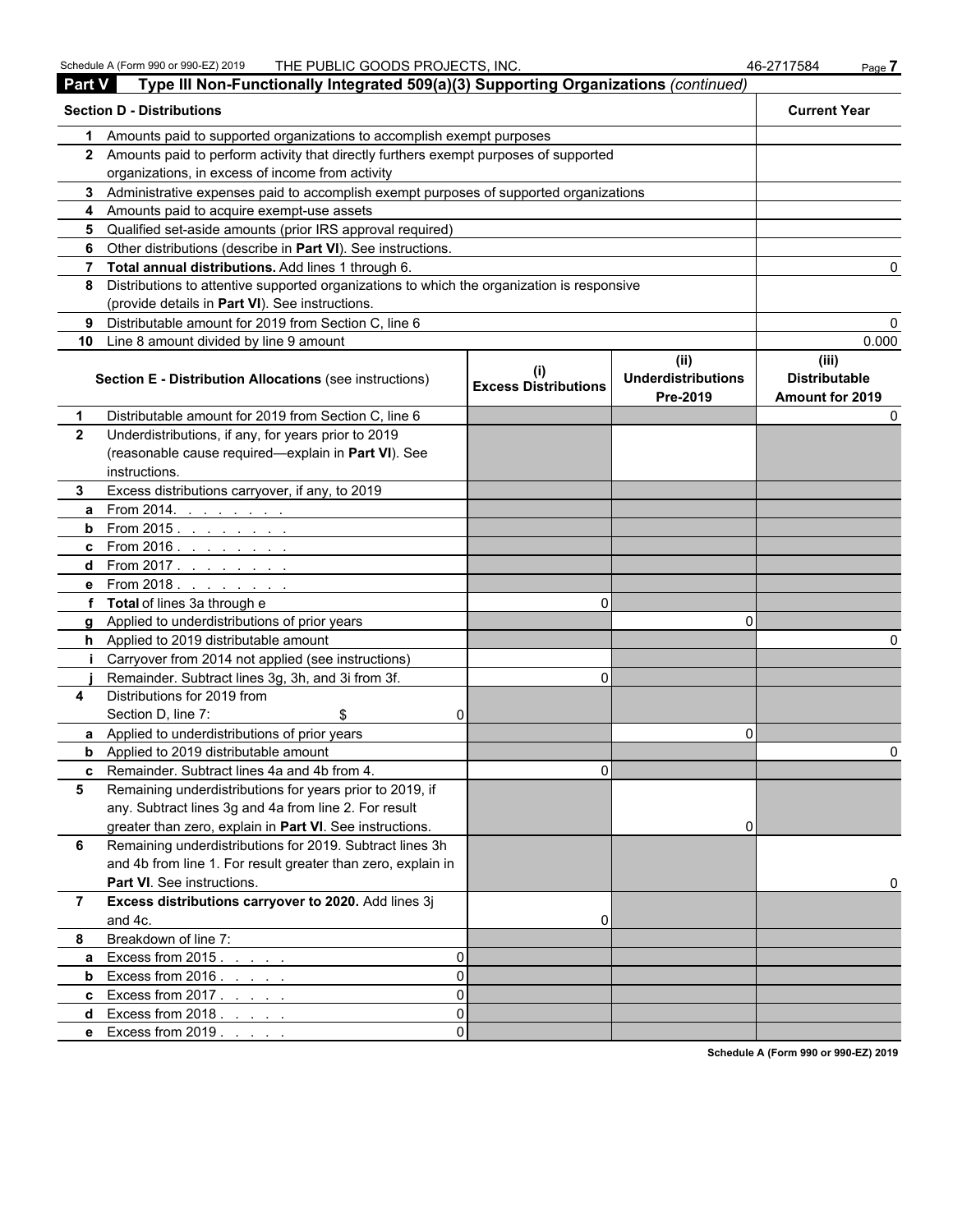Schedule A (Form 990 or 990-EZ) 2019 THE PUBLIC GOODS PROJECTS, INC. 46-2717584

## Part V Type III Non-Functionally Integrated 509(a)(3) Supporting Organizations *(continued)*

| | **Section D - Distributions** | **Current Year** |
|---|---|---|
| 1 | Amounts paid to supported organizations to accomplish exempt purposes | |
| 2 | Amounts paid to perform activity that directly furthers exempt purposes of supported organizations, in excess of income from activity | |
| 3 | Administrative expenses paid to accomplish exempt purposes of supported organizations | |
| 4 | Amounts paid to acquire exempt-use assets | |
| 5 | Qualified set-aside amounts (prior IRS approval required) | |
| 6 | Other distributions (describe in **Part VI**). See instructions. | |
| 7 | **Total annual distributions.** Add lines 1 through 6. | 0 |
| 8 | Distributions to attentive supported organizations to which the organization is responsive (provide details in **Part VI**). See instructions. | |
| 9 | Distributable amount for 2019 from Section C, line 6 | 0 |
| 10 | Line 8 amount divided by line 9 amount | 0.000 |

| | **Section E - Distribution Allocations** (see instructions) | (i) Excess Distributions | (ii) Underdistributions Pre-2019 | (iii) Distributable Amount for 2019 |
|---|---|---|---|---|
| 1 | Distributable amount for 2019 from Section C, line 6 | | | 0 |
| 2 | Underdistributions, if any, for years prior to 2019 (reasonable cause required—explain in **Part VI**). See instructions. | | | |
| 3 | Excess distributions carryover, if any, to 2019 | | | |
| a | From 2014. | | | |
| b | From 2015 | | | |
| c | From 2016 | | | |
| d | From 2017 | | | |
| e | From 2018 | | | |
| f | **Total** of lines 3a through e | 0 | | |
| g | Applied to underdistributions of prior years | | 0 | |
| h | Applied to 2019 distributable amount | | | 0 |
| i | Carryover from 2014 not applied (see instructions) | | | |
| j | Remainder. Subtract lines 3g, 3h, and 3i from 3f. | 0 | | |
| 4 | Distributions for 2019 from Section D, line 7: $ 0 | | | |
| a | Applied to underdistributions of prior years | | 0 | |
| b | Applied to 2019 distributable amount | | | 0 |
| c | Remainder. Subtract lines 4a and 4b from 4. | 0 | | |
| 5 | Remaining underdistributions for years prior to 2019, if any. Subtract lines 3g and 4a from line 2. For result greater than zero, explain in **Part VI**. See instructions. | | 0 | |
| 6 | Remaining underdistributions for 2019. Subtract lines 3h and 4b from line 1. For result greater than zero, explain in **Part VI**. See instructions. | | | 0 |
| 7 | **Excess distributions carryover to 2020.** Add lines 3j and 4c. | 0 | | |
| 8 | Breakdown of line 7: | | | |
| a | Excess from 2015 . . . . . 0 | | | |
| b | Excess from 2016 . . . . . 0 | | | |
| c | Excess from 2017 . . . . . 0 | | | |
| d | Excess from 2018 . . . . . 0 | | | |
| e | Excess from 2019 . . . . . 0 | | | |

Schedule A (Form 990 or 990-EZ) 2019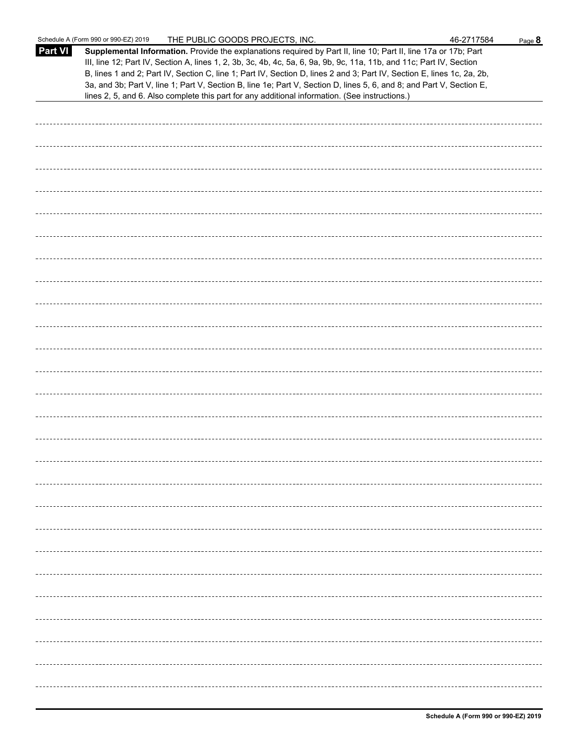**Part VI** **Supplemental Information.** Provide the explanations required by Part II, line 10; Part II, line 17a or 17b; Part III, line 12; Part IV, Section A, lines 1, 2, 3b, 3c, 4b, 4c, 5a, 6, 9a, 9b, 9c, 11a, 11b, and 11c; Part IV, Section B, lines 1 and 2; Part IV, Section C, line 1; Part IV, Section D, lines 2 and 3; Part IV, Section E, lines 1c, 2a, 2b, 3a, and 3b; Part V, line 1; Part V, Section B, line 1e; Part V, Section D, lines 5, 6, and 8; and Part V, Section E, lines 2, 5, and 6. Also complete this part for any additional information. (See instructions.)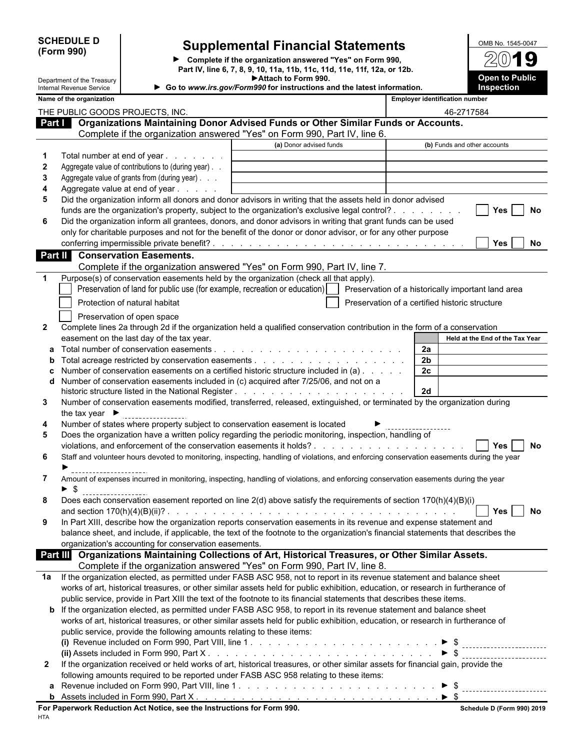**SCHEDULE D (Form 990)**

Department of the Treasury
Internal Revenue Service

# Supplemental Financial Statements

► Complete if the organization answered "Yes" on Form 990, Part IV, line 6, 7, 8, 9, 10, 11a, 11b, 11c, 11d, 11e, 11f, 12a, or 12b.
► Attach to Form 990.
► Go to *www.irs.gov/Form990* for instructions and the latest information.

OMB No. 1545-0047
2019
**Open to Public Inspection**

| Name of the organization | Employer identification number |
|---|---|
| THE PUBLIC GOODS PROJECTS, INC. | 46-2717584 |

## Part I Organizations Maintaining Donor Advised Funds or Other Similar Funds or Accounts.

Complete if the organization answered "Yes" on Form 990, Part IV, line 6.

| | | (a) Donor advised funds | (b) Funds and other accounts |
|---|---|---|---|
| 1 | Total number at end of year | | |
| 2 | Aggregate value of contributions to (during year) | | |
| 3 | Aggregate value of grants from (during year) | | |
| 4 | Aggregate value at end of year | | |

5 Did the organization inform all donors and donor advisors in writing that the assets held in donor advised funds are the organization's property, subject to the organization's exclusive legal control? ☐ Yes ☐ No

6 Did the organization inform all grantees, donors, and donor advisors in writing that grant funds can be used only for charitable purposes and not for the benefit of the donor or donor advisor, or for any other purpose conferring impermissible private benefit? ☐ Yes ☐ No

## Part II Conservation Easements.

Complete if the organization answered "Yes" on Form 990, Part IV, line 7.

1 Purpose(s) of conservation easements held by the organization (check all that apply).

- ☐ Preservation of land for public use (for example, recreation or education)
- ☐ Preservation of a historically important land area
- ☐ Protection of natural habitat
- ☐ Preservation of a certified historic structure
- ☐ Preservation of open space

2 Complete lines 2a through 2d if the organization held a qualified conservation contribution in the form of a conservation easement on the last day of the tax year.

| | | | Held at the End of the Tax Year |
|---|---|---|---|
| a | Total number of conservation easements | 2a | |
| b | Total acreage restricted by conservation easements | 2b | |
| c | Number of conservation easements on a certified historic structure included in (a) | 2c | |
| d | Number of conservation easements included in (c) acquired after 7/25/06, and not on a historic structure listed in the National Register | 2d | |

3 Number of conservation easements modified, transferred, released, extinguished, or terminated by the organization during the tax year ► ________

4 Number of states where property subject to conservation easement is located ► ________

5 Does the organization have a written policy regarding the periodic monitoring, inspection, handling of violations, and enforcement of the conservation easements it holds? ☐ Yes ☐ No

6 Staff and volunteer hours devoted to monitoring, inspecting, handling of violations, and enforcing conservation easements during the year ► ________

7 Amount of expenses incurred in monitoring, inspecting, handling of violations, and enforcing conservation easements during the year ► $ ________

8 Does each conservation easement reported on line 2(d) above satisfy the requirements of section 170(h)(4)(B)(i) and section 170(h)(4)(B)(ii)? ☐ Yes ☐ No

9 In Part XIII, describe how the organization reports conservation easements in its revenue and expense statement and balance sheet, and include, if applicable, the text of the footnote to the organization's financial statements that describes the organization's accounting for conservation easements.

## Part III Organizations Maintaining Collections of Art, Historical Treasures, or Other Similar Assets.

Complete if the organization answered "Yes" on Form 990, Part IV, line 8.

1a If the organization elected, as permitted under FASB ASC 958, not to report in its revenue statement and balance sheet works of art, historical treasures, or other similar assets held for public exhibition, education, or research in furtherance of public service, provide in Part XIII the text of the footnote to its financial statements that describes these items.

b If the organization elected, as permitted under FASB ASC 958, to report in its revenue statement and balance sheet works of art, historical treasures, or other similar assets held for public exhibition, education, or research in furtherance of public service, provide the following amounts relating to these items:

(i) Revenue included on Form 990, Part VIII, line 1 ► $ ________

(ii) Assets included in Form 990, Part X ► $ ________

2 If the organization received or held works of art, historical treasures, or other similar assets for financial gain, provide the following amounts required to be reported under FASB ASC 958 relating to these items:

a Revenue included on Form 990, Part VIII, line 1 ► $ ________

b Assets included in Form 990, Part X ► $ ________

**For Paperwork Reduction Act Notice, see the Instructions for Form 990.** **Schedule D (Form 990) 2019**

HTA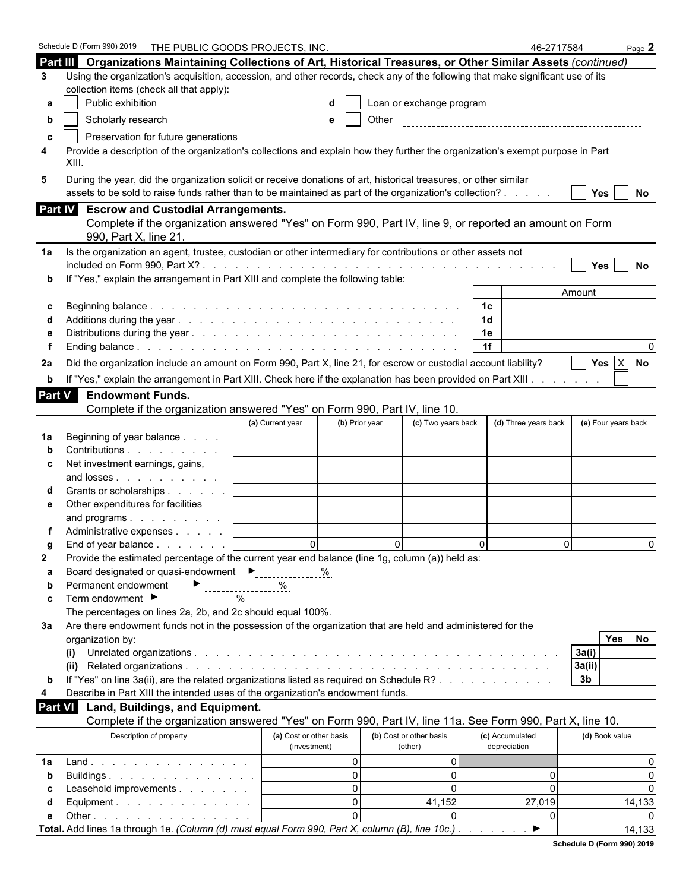Schedule D (Form 990) 2019 THE PUBLIC GOODS PROJECTS, INC. 46-2717584 Page 2

## Part III Organizations Maintaining Collections of Art, Historical Treasures, or Other Similar Assets *(continued)*

**3** Using the organization's acquisition, accession, and other records, check any of the following that make significant use of its collection items (check all that apply):

- **a** ☐ Public exhibition
- **b** ☐ Scholarly research
- **c** ☐ Preservation for future generations
- **d** ☐ Loan or exchange program
- **e** ☐ Other

**4** Provide a description of the organization's collections and explain how they further the organization's exempt purpose in Part XIII.

**5** During the year, did the organization solicit or receive donations of art, historical treasures, or other similar assets to be sold to raise funds rather than to be maintained as part of the organization's collection? ☐ Yes ☐ No

## Part IV Escrow and Custodial Arrangements.

Complete if the organization answered "Yes" on Form 990, Part IV, line 9, or reported an amount on Form 990, Part X, line 21.

**1a** Is the organization an agent, trustee, custodian or other intermediary for contributions or other assets not included on Form 990, Part X? ☐ Yes ☐ No

**b** If "Yes," explain the arrangement in Part XIII and complete the following table:

| | | | Amount |
|---|---|---|---|
| c | Beginning balance | 1c | |
| d | Additions during the year | 1d | |
| e | Distributions during the year | 1e | |
| f | Ending balance | 1f | 0 |

**2a** Did the organization include an amount on Form 990, Part X, line 21, for escrow or custodial account liability? ☐ Yes ☒ No

**b** If "Yes," explain the arrangement in Part XIII. Check here if the explanation has been provided on Part XIII ☐

## Part V Endowment Funds.

Complete if the organization answered "Yes" on Form 990, Part IV, line 10.

| | | (a) Current year | (b) Prior year | (c) Two years back | (d) Three years back | (e) Four years back |
|---|---|---|---|---|---|---|
| 1a | Beginning of year balance | | | | | |
| b | Contributions | | | | | |
| c | Net investment earnings, gains, and losses | | | | | |
| d | Grants or scholarships | | | | | |
| e | Other expenditures for facilities and programs | | | | | |
| f | Administrative expenses | | | | | |
| g | End of year balance | 0 | 0 | 0 | 0 | 0 |

**2** Provide the estimated percentage of the current year end balance (line 1g, column (a)) held as:

- **a** Board designated or quasi-endowment ► ______ %
- **b** Permanent endowment ► ______ %
- **c** Term endowment ► ______ %

The percentages on lines 2a, 2b, and 2c should equal 100%.

**3a** Are there endowment funds not in the possession of the organization that are held and administered for the organization by:

| | | | Yes | No |
|---|---|---|---|---|
| (i) | Unrelated organizations | 3a(i) | | |
| (ii) | Related organizations | 3a(ii) | | |
| b | If "Yes" on line 3a(ii), are the related organizations listed as required on Schedule R? | 3b | | |

**4** Describe in Part XIII the intended uses of the organization's endowment funds.

## Part VI Land, Buildings, and Equipment.

Complete if the organization answered "Yes" on Form 990, Part IV, line 11a. See Form 990, Part X, line 10.

| | Description of property | (a) Cost or other basis (investment) | (b) Cost or other basis (other) | (c) Accumulated depreciation | (d) Book value |
|---|---|---|---|---|---|
| 1a | Land | 0 | 0 | | 0 |
| b | Buildings | 0 | 0 | 0 | 0 |
| c | Leasehold improvements | 0 | 0 | 0 | 0 |
| d | Equipment | 0 | 41,152 | 27,019 | 14,133 |
| e | Other | 0 | 0 | 0 | 0 |
| **Total.** | Add lines 1a through 1e. *(Column (d) must equal Form 990, Part X, column (B), line 10c.)* ► | | | | 14,133 |

Schedule D (Form 990) 2019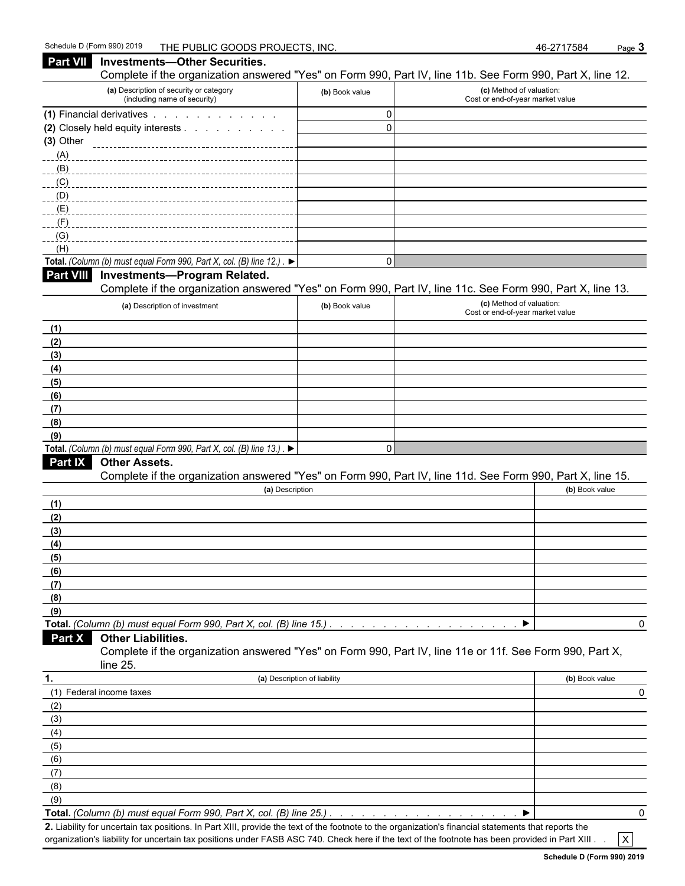Schedule D (Form 990) 2019 THE PUBLIC GOODS PROJECTS, INC. 46-2717584

## Part VII Investments—Other Securities.

Complete if the organization answered "Yes" on Form 990, Part IV, line 11b. See Form 990, Part X, line 12.

| (a) Description of security or category (including name of security) | (b) Book value | (c) Method of valuation: Cost or end-of-year market value |
|---|---|---|
| (1) Financial derivatives | 0 | |
| (2) Closely held equity interests | 0 | |
| (3) Other | | |
| (A) | | |
| (B) | | |
| (C) | | |
| (D) | | |
| (E) | | |
| (F) | | |
| (G) | | |
| (H) | | |
| **Total.** *(Column (b) must equal Form 990, Part X, col. (B) line 12.)* ▶ | 0 | |

## Part VIII Investments—Program Related.

Complete if the organization answered "Yes" on Form 990, Part IV, line 11c. See Form 990, Part X, line 13.

| (a) Description of investment | (b) Book value | (c) Method of valuation: Cost or end-of-year market value |
|---|---|---|
| (1) | | |
| (2) | | |
| (3) | | |
| (4) | | |
| (5) | | |
| (6) | | |
| (7) | | |
| (8) | | |
| (9) | | |
| **Total.** *(Column (b) must equal Form 990, Part X, col. (B) line 13.)* ▶ | 0 | |

## Part IX Other Assets.

Complete if the organization answered "Yes" on Form 990, Part IV, line 11d. See Form 990, Part X, line 15.

| (a) Description | (b) Book value |
|---|---|
| (1) | |
| (2) | |
| (3) | |
| (4) | |
| (5) | |
| (6) | |
| (7) | |
| (8) | |
| (9) | |
| **Total.** *(Column (b) must equal Form 990, Part X, col. (B) line 15.)* ▶ | 0 |

## Part X Other Liabilities.

Complete if the organization answered "Yes" on Form 990, Part IV, line 11e or 11f. See Form 990, Part X, line 25.

| 1. (a) Description of liability | (b) Book value |
|---|---|
| (1) Federal income taxes | 0 |
| (2) | |
| (3) | |
| (4) | |
| (5) | |
| (6) | |
| (7) | |
| (8) | |
| (9) | |
| **Total.** *(Column (b) must equal Form 990, Part X, col. (B) line 25.)* ▶ | 0 |

**2.** Liability for uncertain tax positions. In Part XIII, provide the text of the footnote to the organization's financial statements that reports the organization's liability for uncertain tax positions under FASB ASC 740. Check here if the text of the footnote has been provided in Part XIII [X]

**Schedule D (Form 990) 2019**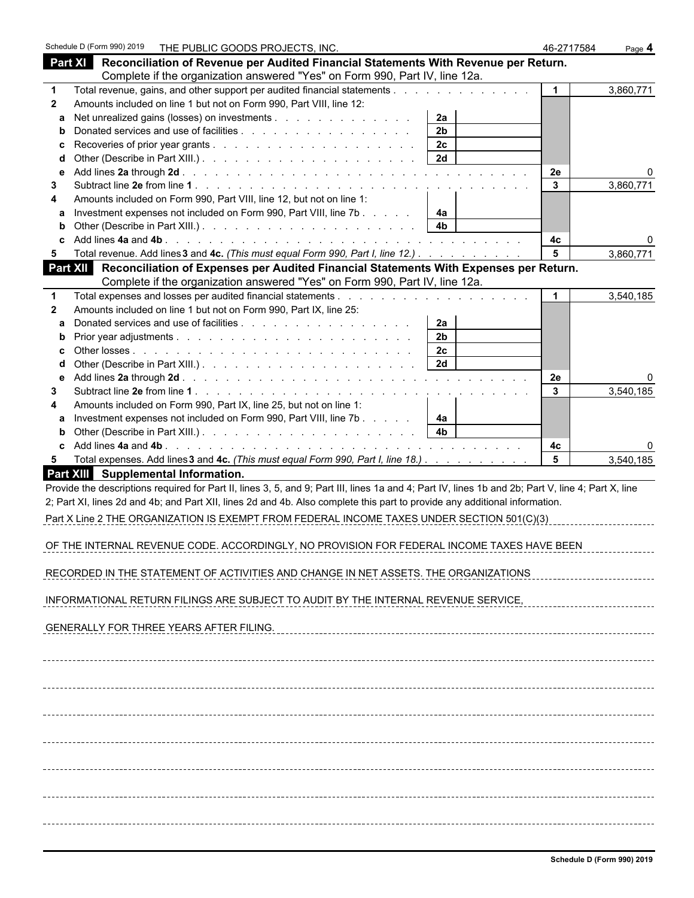Schedule D (Form 990) 2019 THE PUBLIC GOODS PROJECTS, INC. 46-2717584 Page **4**

## Part XI Reconciliation of Revenue per Audited Financial Statements With Revenue per Return.

Complete if the organization answered "Yes" on Form 990, Part IV, line 12a.

| | | | | | |
|---|---|---|---|---|---|
| **1** | Total revenue, gains, and other support per audited financial statements | | | 1 | 3,860,771 |
| **2** | Amounts included on line 1 but not on Form 990, Part VIII, line 12: | | | | |
| a | Net unrealized gains (losses) on investments | 2a | | | |
| b | Donated services and use of facilities | 2b | | | |
| c | Recoveries of prior year grants | 2c | | | |
| d | Other (Describe in Part XIII.) | 2d | | | |
| e | Add lines **2a** through **2d** | | | 2e | 0 |
| **3** | Subtract line **2e** from line **1** | | | 3 | 3,860,771 |
| **4** | Amounts included on Form 990, Part VIII, line 12, but not on line 1: | | | | |
| a | Investment expenses not included on Form 990, Part VIII, line 7b | 4a | | | |
| b | Other (Describe in Part XIII.) | 4b | | | |
| c | Add lines **4a** and **4b** | | | 4c | 0 |
| **5** | Total revenue. Add lines **3** and **4c.** *(This must equal Form 990, Part I, line 12.)* | | | 5 | 3,860,771 |

## Part XII Reconciliation of Expenses per Audited Financial Statements With Expenses per Return.

Complete if the organization answered "Yes" on Form 990, Part IV, line 12a.

| | | | | | |
|---|---|---|---|---|---|
| **1** | Total expenses and losses per audited financial statements | | | 1 | 3,540,185 |
| **2** | Amounts included on line 1 but not on Form 990, Part IX, line 25: | | | | |
| a | Donated services and use of facilities | 2a | | | |
| b | Prior year adjustments | 2b | | | |
| c | Other losses | 2c | | | |
| d | Other (Describe in Part XIII.) | 2d | | | |
| e | Add lines **2a** through **2d** | | | 2e | 0 |
| **3** | Subtract line **2e** from line **1** | | | 3 | 3,540,185 |
| **4** | Amounts included on Form 990, Part IX, line 25, but not on line 1: | | | | |
| a | Investment expenses not included on Form 990, Part VIII, line 7b | 4a | | | |
| b | Other (Describe in Part XIII.) | 4b | | | |
| c | Add lines **4a** and **4b** | | | 4c | 0 |
| **5** | Total expenses. Add lines **3** and **4c.** *(This must equal Form 990, Part I, line 18.)* | | | 5 | 3,540,185 |

## Part XIII Supplemental Information.

Provide the descriptions required for Part II, lines 3, 5, and 9; Part III, lines 1a and 4; Part IV, lines 1b and 2b; Part V, line 4; Part X, line 2; Part XI, lines 2d and 4b; and Part XII, lines 2d and 4b. Also complete this part to provide any additional information.

Part X Line 2 THE ORGANIZATION IS EXEMPT FROM FEDERAL INCOME TAXES UNDER SECTION 501(C)(3) OF THE INTERNAL REVENUE CODE. ACCORDINGLY, NO PROVISION FOR FEDERAL INCOME TAXES HAVE BEEN RECORDED IN THE STATEMENT OF ACTIVITIES AND CHANGE IN NET ASSETS. THE ORGANIZATIONS INFORMATIONAL RETURN FILINGS ARE SUBJECT TO AUDIT BY THE INTERNAL REVENUE SERVICE, GENERALLY FOR THREE YEARS AFTER FILING.

**Schedule D (Form 990) 2019**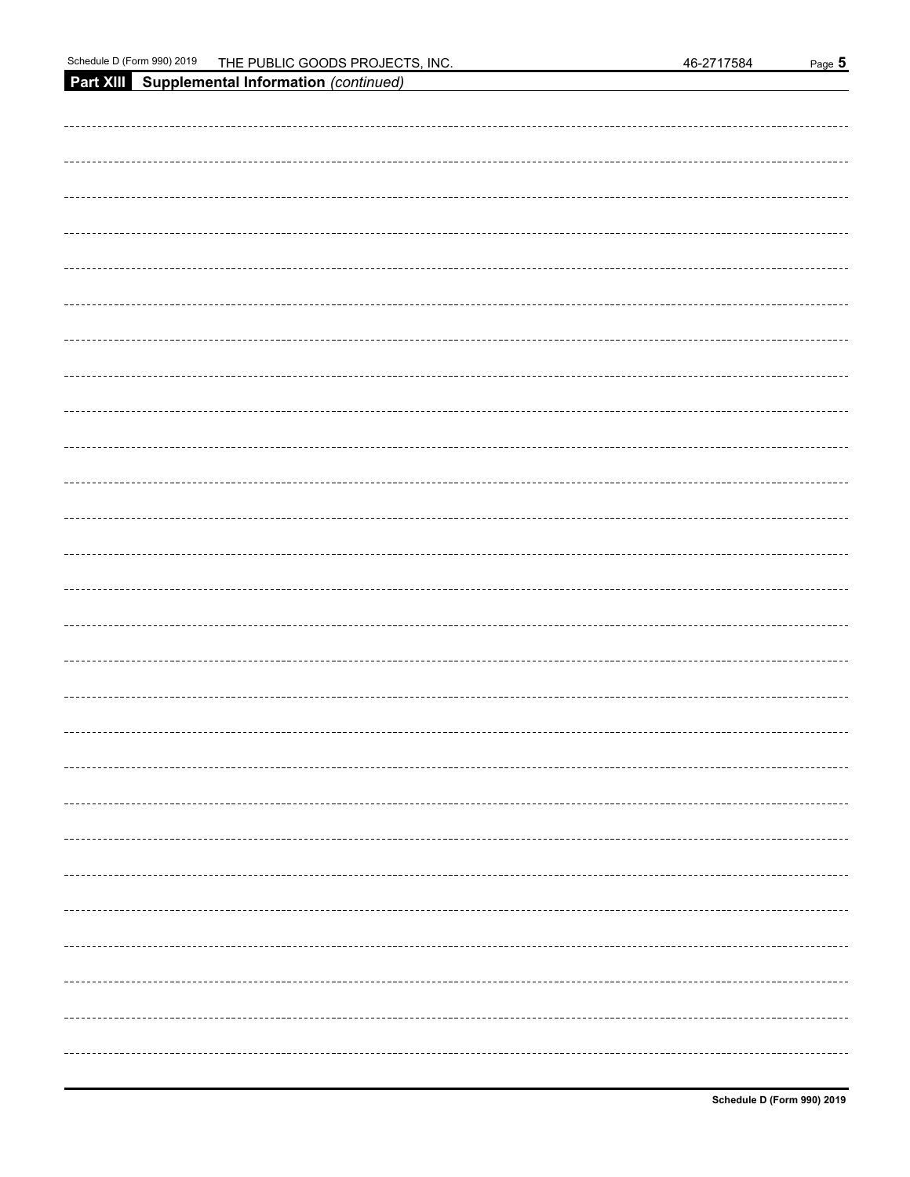## Part XIII Supplemental Information *(continued)*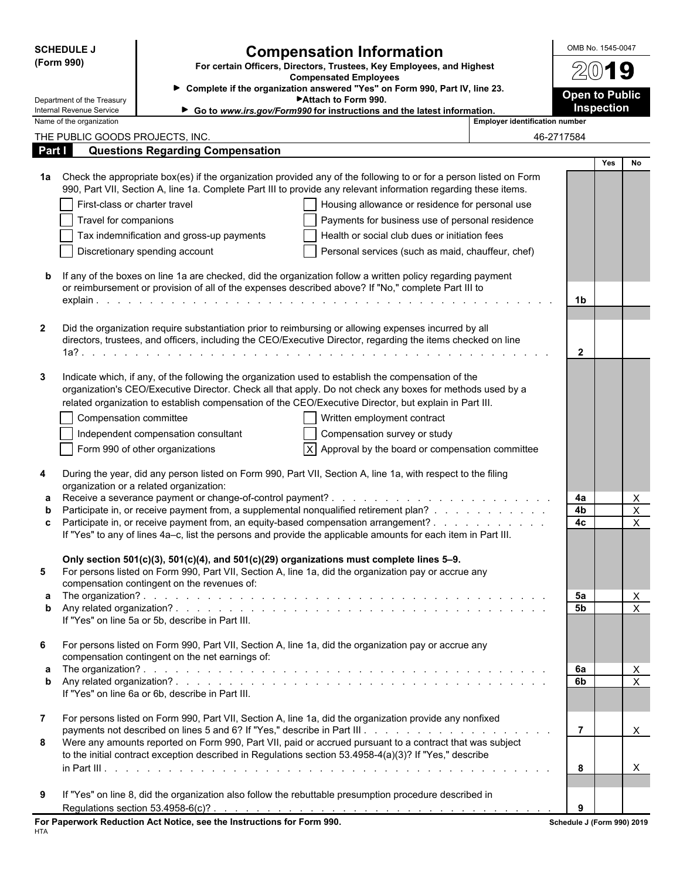**SCHEDULE J (Form 990)**

Department of the Treasury
Internal Revenue Service

# Compensation Information

**For certain Officers, Directors, Trustees, Key Employees, and Highest Compensated Employees**

▶ Complete if the organization answered "Yes" on Form 990, Part IV, line 23.
▶ Attach to Form 990.
▶ Go to *www.irs.gov/Form990* for instructions and the latest information.

OMB No. 1545-0047

**2019**

**Open to Public Inspection**

| Name of the organization | Employer identification number |
|---|---|
| THE PUBLIC GOODS PROJECTS, INC. | 46-2717584 |

## Part I — Questions Regarding Compensation

| | | | Yes | No |
|---|---|---|---|---|
| **1a** | Check the appropriate box(es) if the organization provided any of the following to or for a person listed on Form 990, Part VII, Section A, line 1a. Complete Part III to provide any relevant information regarding these items.<br>☐ First-class or charter travel ☐ Housing allowance or residence for personal use<br>☐ Travel for companions ☐ Payments for business use of personal residence<br>☐ Tax indemnification and gross-up payments ☐ Health or social club dues or initiation fees<br>☐ Discretionary spending account ☐ Personal services (such as maid, chauffeur, chef) | | | |
| **b** | If any of the boxes on line 1a are checked, did the organization follow a written policy regarding payment or reimbursement or provision of all of the expenses described above? If "No," complete Part III to explain | 1b | | |
| **2** | Did the organization require substantiation prior to reimbursing or allowing expenses incurred by all directors, trustees, and officers, including the CEO/Executive Director, regarding the items checked on line 1a? | 2 | | |
| **3** | Indicate which, if any, of the following the organization used to establish the compensation of the organization's CEO/Executive Director. Check all that apply. Do not check any boxes for methods used by a related organization to establish compensation of the CEO/Executive Director, but explain in Part III.<br>☐ Compensation committee ☐ Written employment contract<br>☐ Independent compensation consultant ☐ Compensation survey or study<br>☐ Form 990 of other organizations ☒ Approval by the board or compensation committee | | | |
| **4** | During the year, did any person listed on Form 990, Part VII, Section A, line 1a, with respect to the filing organization or a related organization: | | | |
| **a** | Receive a severance payment or change-of-control payment? | 4a | | X |
| **b** | Participate in, or receive payment from, a supplemental nonqualified retirement plan? | 4b | | X |
| **c** | Participate in, or receive payment from, an equity-based compensation arrangement? | 4c | | X |
| | If "Yes" to any of lines 4a–c, list the persons and provide the applicable amounts for each item in Part III. | | | |
| | **Only section 501(c)(3), 501(c)(4), and 501(c)(29) organizations must complete lines 5–9.** | | | |
| **5** | For persons listed on Form 990, Part VII, Section A, line 1a, did the organization pay or accrue any compensation contingent on the revenues of: | | | |
| **a** | The organization? | 5a | | X |
| **b** | Any related organization? | 5b | | X |
| | If "Yes" on line 5a or 5b, describe in Part III. | | | |
| **6** | For persons listed on Form 990, Part VII, Section A, line 1a, did the organization pay or accrue any compensation contingent on the net earnings of: | | | |
| **a** | The organization? | 6a | | X |
| **b** | Any related organization? | 6b | | X |
| | If "Yes" on line 6a or 6b, describe in Part III. | | | |
| **7** | For persons listed on Form 990, Part VII, Section A, line 1a, did the organization provide any nonfixed payments not described on lines 5 and 6? If "Yes," describe in Part III | 7 | | X |
| **8** | Were any amounts reported on Form 990, Part VII, paid or accrued pursuant to a contract that was subject to the initial contract exception described in Regulations section 53.4958-4(a)(3)? If "Yes," describe in Part III | 8 | | X |
| **9** | If "Yes" on line 8, did the organization also follow the rebuttable presumption procedure described in Regulations section 53.4958-6(c)? | 9 | | |

**For Paperwork Reduction Act Notice, see the Instructions for Form 990.** HTA **Schedule J (Form 990) 2019**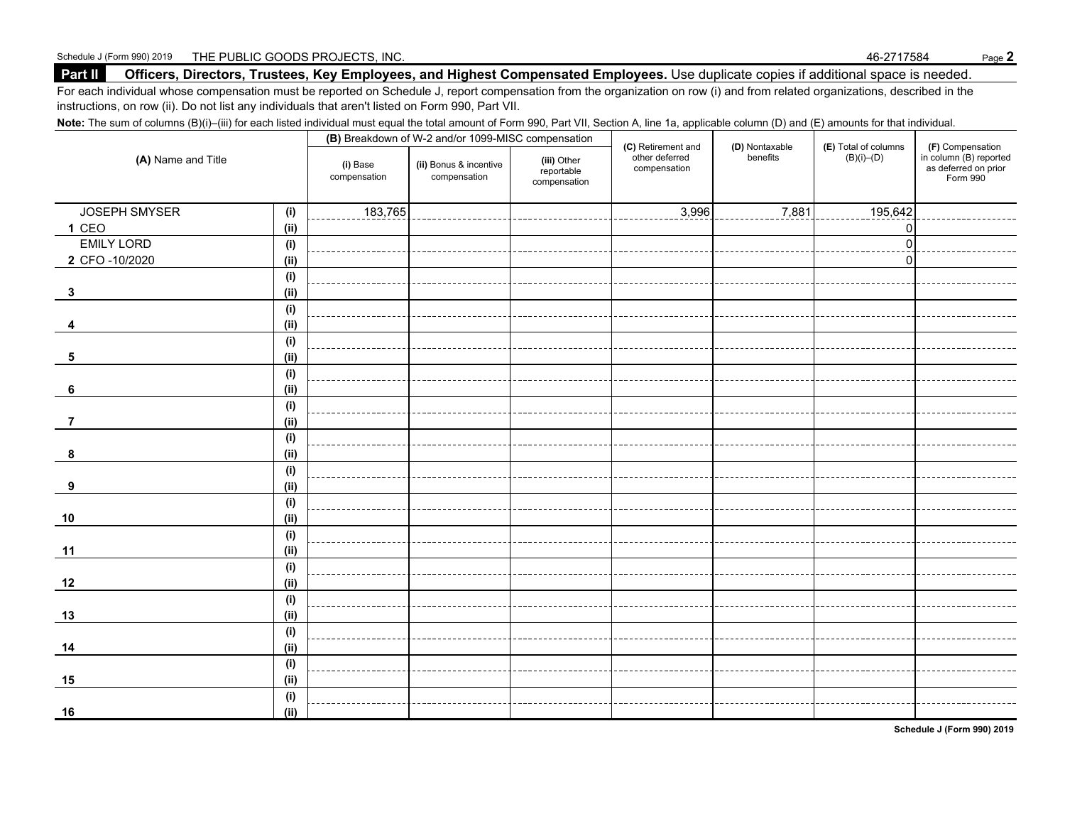Schedule J (Form 990) 2019 THE PUBLIC GOODS PROJECTS, INC. 46-2717584

## Part II Officers, Directors, Trustees, Key Employees, and Highest Compensated Employees.

Use duplicate copies if additional space is needed.

For each individual whose compensation must be reported on Schedule J, report compensation from the organization on row (i) and from related organizations, described in the instructions, on row (ii). Do not list any individuals that aren't listed on Form 990, Part VII.

**Note:** The sum of columns (B)(i)–(iii) for each listed individual must equal the total amount of Form 990, Part VII, Section A, line 1a, applicable column (D) and (E) amounts for that individual.

| (A) Name and Title | | (B) Breakdown of W-2 and/or 1099-MISC compensation | | | (C) Retirement and other deferred compensation | (D) Nontaxable benefits | (E) Total of columns (B)(i)–(D) | (F) Compensation in column (B) reported as deferred on prior Form 990 |
|---|---|---|---|---|---|---|---|---|
| | | (i) Base compensation | (ii) Bonus & incentive compensation | (iii) Other reportable compensation | | | | |
| JOSEPH SMYSER | (i) | 183,765 | | | 3,996 | 7,881 | 195,642 | |
| 1 CEO | (ii) | | | | | | 0 | |
| EMILY LORD | (i) | | | | | | 0 | |
| 2 CFO -10/2020 | (ii) | | | | | | 0 | |
| | (i) | | | | | | | |
| 3 | (ii) | | | | | | | |
| | (i) | | | | | | | |
| 4 | (ii) | | | | | | | |
| | (i) | | | | | | | |
| 5 | (ii) | | | | | | | |
| | (i) | | | | | | | |
| 6 | (ii) | | | | | | | |
| | (i) | | | | | | | |
| 7 | (ii) | | | | | | | |
| | (i) | | | | | | | |
| 8 | (ii) | | | | | | | |
| | (i) | | | | | | | |
| 9 | (ii) | | | | | | | |
| | (i) | | | | | | | |
| 10 | (ii) | | | | | | | |
| | (i) | | | | | | | |
| 11 | (ii) | | | | | | | |
| | (i) | | | | | | | |
| 12 | (ii) | | | | | | | |
| | (i) | | | | | | | |
| 13 | (ii) | | | | | | | |
| | (i) | | | | | | | |
| 14 | (ii) | | | | | | | |
| | (i) | | | | | | | |
| 15 | (ii) | | | | | | | |
| | (i) | | | | | | | |
| 16 | (ii) | | | | | | | |

Schedule J (Form 990) 2019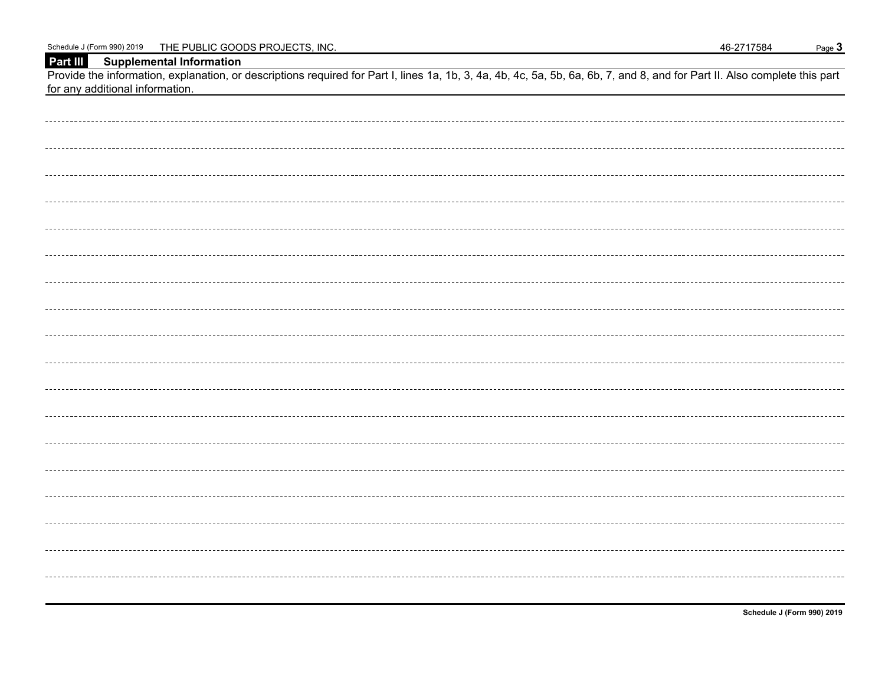## Part III Supplemental Information

Provide the information, explanation, or descriptions required for Part I, lines 1a, 1b, 3, 4a, 4b, 4c, 5a, 5b, 6a, 6b, 7, and 8, and for Part II. Also complete this part for any additional information.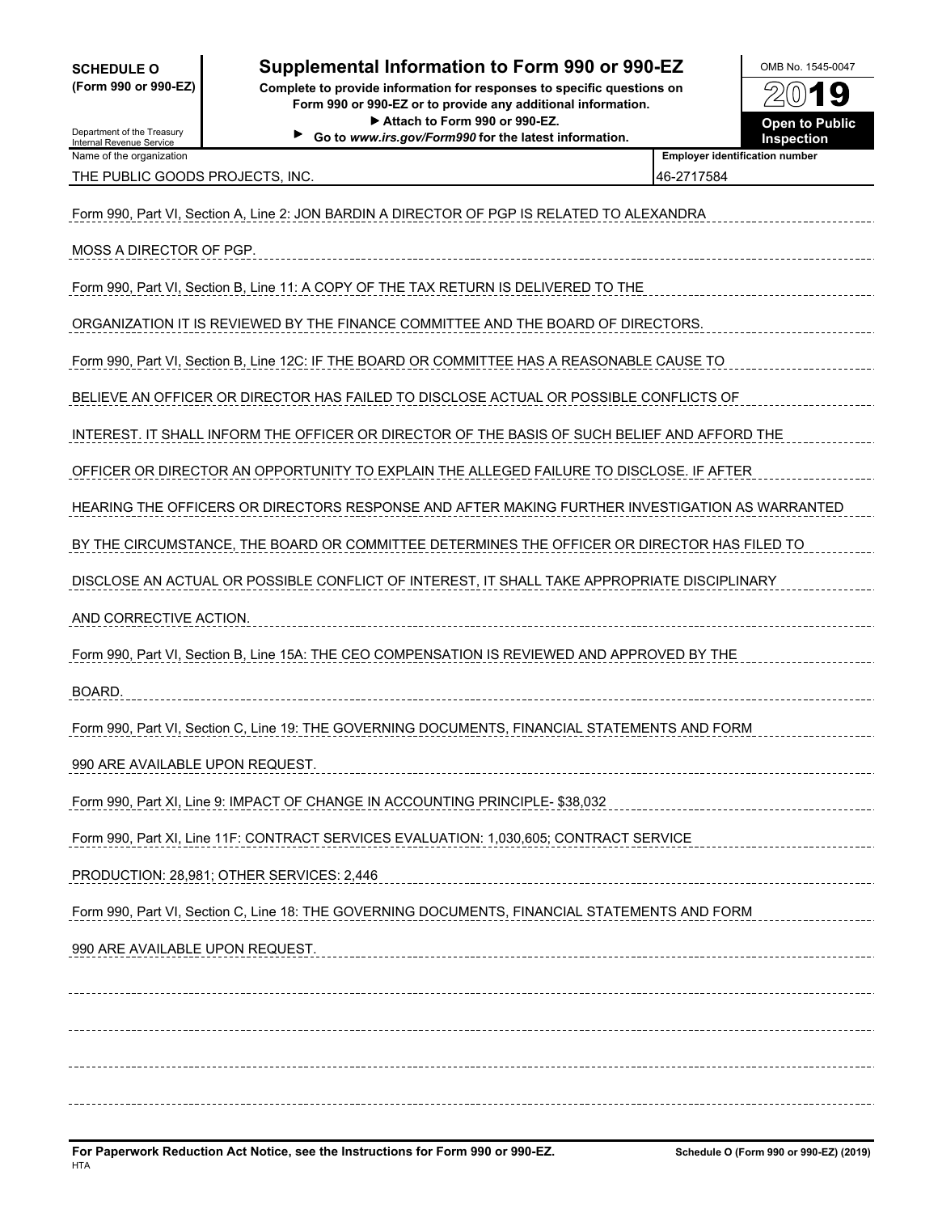**SCHEDULE O**
**(Form 990 or 990-EZ)**

Department of the Treasury
Internal Revenue Service

# Supplemental Information to Form 990 or 990-EZ

**Complete to provide information for responses to specific questions on Form 990 or 990-EZ or to provide any additional information.**
**▶ Attach to Form 990 or 990-EZ.**
**▶ Go to *www.irs.gov/Form990* for the latest information.**

OMB No. 1545-0047

**2019**

**Open to Public Inspection**

| Name of the organization | Employer identification number |
|---|---|
| THE PUBLIC GOODS PROJECTS, INC. | 46-2717584 |

Form 990, Part VI, Section A, Line 2: JON BARDIN A DIRECTOR OF PGP IS RELATED TO ALEXANDRA MOSS A DIRECTOR OF PGP.

Form 990, Part VI, Section B, Line 11: A COPY OF THE TAX RETURN IS DELIVERED TO THE ORGANIZATION IT IS REVIEWED BY THE FINANCE COMMITTEE AND THE BOARD OF DIRECTORS.

Form 990, Part VI, Section B, Line 12C: IF THE BOARD OR COMMITTEE HAS A REASONABLE CAUSE TO BELIEVE AN OFFICER OR DIRECTOR HAS FAILED TO DISCLOSE ACTUAL OR POSSIBLE CONFLICTS OF INTEREST. IT SHALL INFORM THE OFFICER OR DIRECTOR OF THE BASIS OF SUCH BELIEF AND AFFORD THE OFFICER OR DIRECTOR AN OPPORTUNITY TO EXPLAIN THE ALLEGED FAILURE TO DISCLOSE. IF AFTER HEARING THE OFFICERS OR DIRECTORS RESPONSE AND AFTER MAKING FURTHER INVESTIGATION AS WARRANTED BY THE CIRCUMSTANCE, THE BOARD OR COMMITTEE DETERMINES THE OFFICER OR DIRECTOR HAS FILED TO DISCLOSE AN ACTUAL OR POSSIBLE CONFLICT OF INTEREST, IT SHALL TAKE APPROPRIATE DISCIPLINARY AND CORRECTIVE ACTION.

Form 990, Part VI, Section B, Line 15A: THE CEO COMPENSATION IS REVIEWED AND APPROVED BY THE BOARD.

Form 990, Part VI, Section C, Line 19: THE GOVERNING DOCUMENTS, FINANCIAL STATEMENTS AND FORM 990 ARE AVAILABLE UPON REQUEST.

Form 990, Part XI, Line 9: IMPACT OF CHANGE IN ACCOUNTING PRINCIPLE- $38,032

Form 990, Part XI, Line 11F: CONTRACT SERVICES EVALUATION: 1,030,605; CONTRACT SERVICE PRODUCTION: 28,981; OTHER SERVICES: 2,446

Form 990, Part VI, Section C, Line 18: THE GOVERNING DOCUMENTS, FINANCIAL STATEMENTS AND FORM 990 ARE AVAILABLE UPON REQUEST.

**For Paperwork Reduction Act Notice, see the Instructions for Form 990 or 990-EZ.**
HTA

**Schedule O (Form 990 or 990-EZ) (2019)**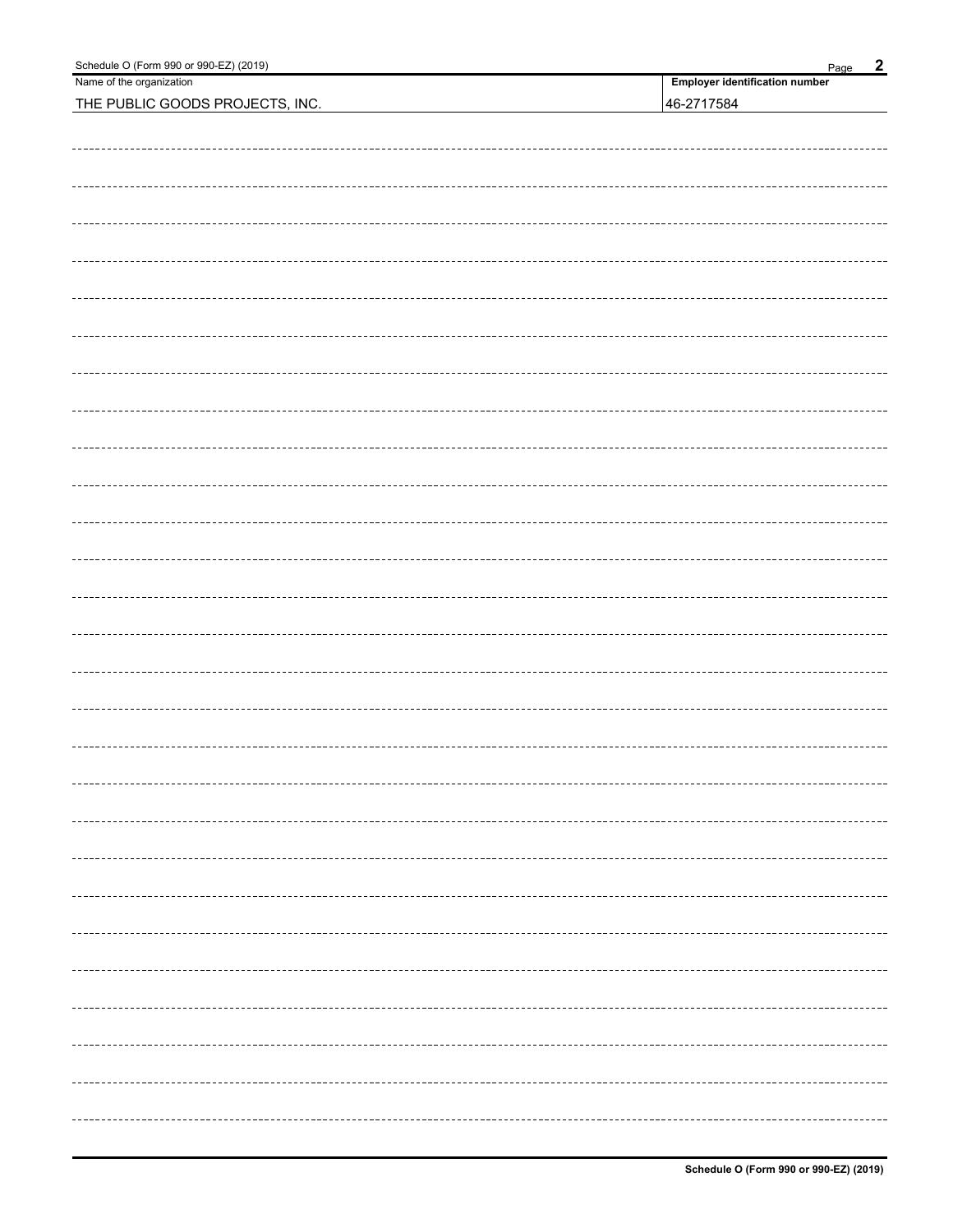| Name of the organization | Employer identification number |
| --- | --- |
| THE PUBLIC GOODS PROJECTS, INC. | 46-2717584 |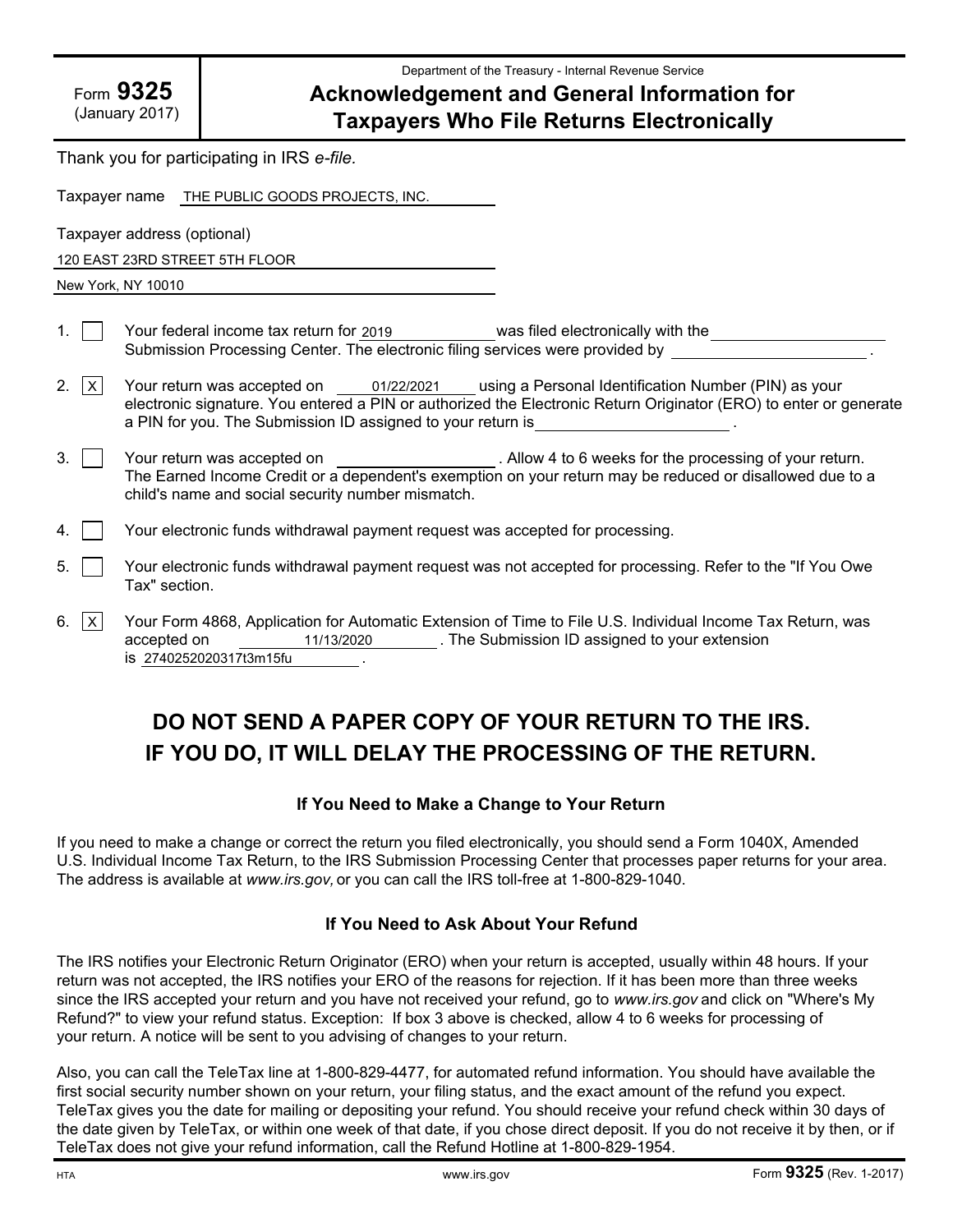Form **9325** (January 2017)

Department of the Treasury - Internal Revenue Service

# Acknowledgement and General Information for Taxpayers Who File Returns Electronically

Thank you for participating in IRS *e-file.*

Taxpayer name THE PUBLIC GOODS PROJECTS, INC.

Taxpayer address (optional)

120 EAST 23RD STREET 5TH FLOOR

New York, NY 10010

1. [ ] Your federal income tax return for 2019 was filed electronically with the ____________ Submission Processing Center. The electronic filing services were provided by ____________.

2. [X] Your return was accepted on 01/22/2021 using a Personal Identification Number (PIN) as your electronic signature. You entered a PIN or authorized the Electronic Return Originator (ERO) to enter or generate a PIN for you. The Submission ID assigned to your return is ____________.

3. [ ] Your return was accepted on ____________. Allow 4 to 6 weeks for the processing of your return. The Earned Income Credit or a dependent's exemption on your return may be reduced or disallowed due to a child's name and social security number mismatch.

4. [ ] Your electronic funds withdrawal payment request was accepted for processing.

5. [ ] Your electronic funds withdrawal payment request was not accepted for processing. Refer to the "If You Owe Tax" section.

6. [X] Your Form 4868, Application for Automatic Extension of Time to File U.S. Individual Income Tax Return, was accepted on 11/13/2020. The Submission ID assigned to your extension is 2740252020317t3m15fu.

## DO NOT SEND A PAPER COPY OF YOUR RETURN TO THE IRS. IF YOU DO, IT WILL DELAY THE PROCESSING OF THE RETURN.

### If You Need to Make a Change to Your Return

If you need to make a change or correct the return you filed electronically, you should send a Form 1040X, Amended U.S. Individual Income Tax Return, to the IRS Submission Processing Center that processes paper returns for your area. The address is available at *www.irs.gov,* or you can call the IRS toll-free at 1-800-829-1040.

### If You Need to Ask About Your Refund

The IRS notifies your Electronic Return Originator (ERO) when your return is accepted, usually within 48 hours. If your return was not accepted, the IRS notifies your ERO of the reasons for rejection. If it has been more than three weeks since the IRS accepted your return and you have not received your refund, go to *www.irs.gov* and click on "Where's My Refund?" to view your refund status. Exception: If box 3 above is checked, allow 4 to 6 weeks for processing of your return. A notice will be sent to you advising of changes to your return.

Also, you can call the TeleTax line at 1-800-829-4477, for automated refund information. You should have available the first social security number shown on your return, your filing status, and the exact amount of the refund you expect. TeleTax gives you the date for mailing or depositing your refund. You should receive your refund check within 30 days of the date given by TeleTax, or within one week of that date, if you chose direct deposit. If you do not receive it by then, or if TeleTax does not give your refund information, call the Refund Hotline at 1-800-829-1954.

HTA www.irs.gov Form **9325** (Rev. 1-2017)